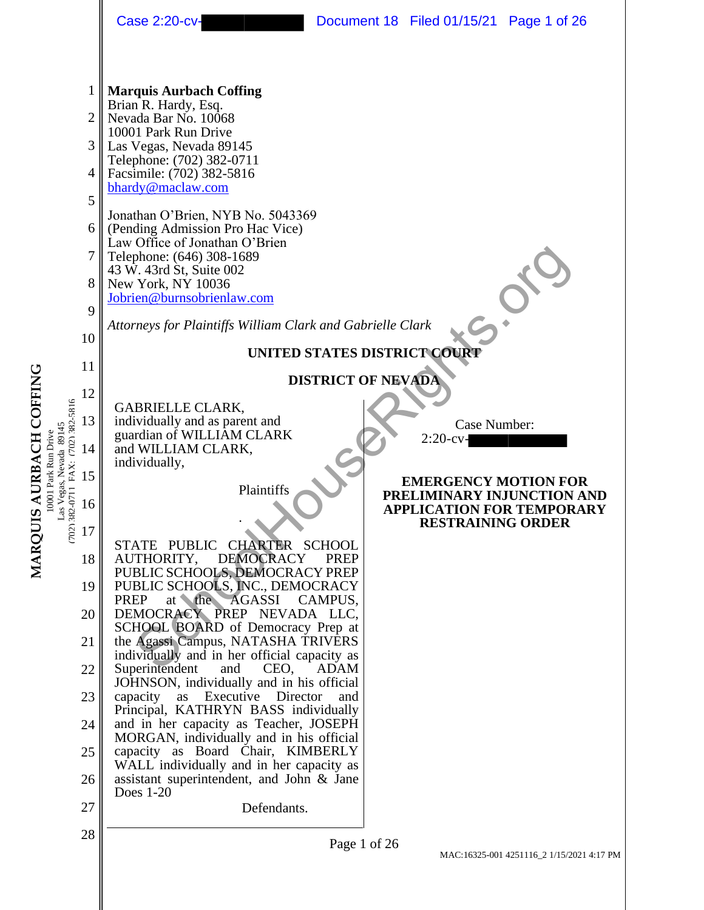**Marquis Aurbach Coffing**
Brian R. Hardy, Esq.
Nevada Bar No. 10068
10001 Park Run Drive
Las Vegas, Nevada 89145
Telephone: (702) 382-0711
Facsimile: (702) 382-5816
bhardy@maclaw.com

Jonathan O'Brien, NYB No. 5043369
(Pending Admission Pro Hac Vice)
Law Office of Jonathan O'Brien
Telephone: (646) 308-1689
43 W. 43rd St, Suite 002
New York, NY 10036
Jobrien@burnsobrienlaw.com

*Attorneys for Plaintiffs William Clark and Gabrielle Clark*

**UNITED STATES DISTRICT COURT**

**DISTRICT OF NEVADA**

GABRIELLE CLARK, individually and as parent and guardian of WILLIAM CLARK and WILLIAM CLARK, individually,

Plaintiffs

.

STATE PUBLIC CHARTER SCHOOL AUTHORITY, DEMOCRACY PREP PUBLIC SCHOOLS, DEMOCRACY PREP PUBLIC SCHOOLS, INC., DEMOCRACY PREP at the AGASSI CAMPUS, DEMOCRACY PREP NEVADA LLC, SCHOOL BOARD of Democracy Prep at the Agassi Campus, NATASHA TRIVERS individually and in her official capacity as Superintendent and CEO, ADAM JOHNSON, individually and in his official capacity as Executive Director and Principal, KATHRYN BASS individually and in her capacity as Teacher, JOSEPH MORGAN, individually and in his official capacity as Board Chair, KIMBERLY WALL individually and in her capacity as assistant superintendent, and John & Jane Does 1-20

Defendants.

Case Number: 2:20-cv-[REDACTED]

**EMERGENCY MOTION FOR PRELIMINARY INJUNCTION AND APPLICATION FOR TEMPORARY RESTRAINING ORDER**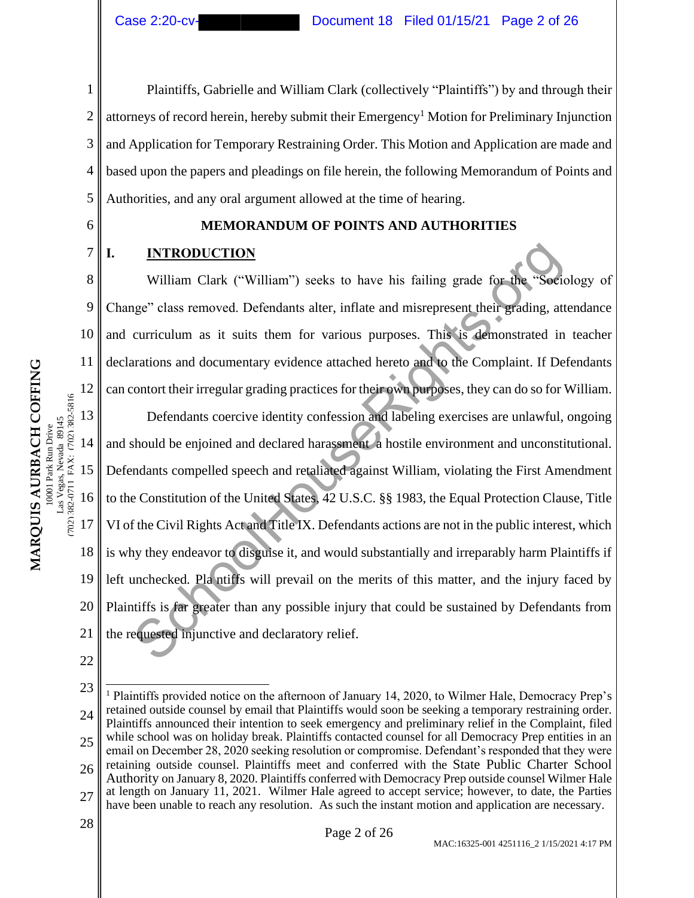Plaintiffs, Gabrielle and William Clark (collectively "Plaintiffs") by and through their attorneys of record herein, hereby submit their Emergency[1] Motion for Preliminary Injunction and Application for Temporary Restraining Order. This Motion and Application are made and based upon the papers and pleadings on file herein, the following Memorandum of Points and Authorities, and any oral argument allowed at the time of hearing.

## MEMORANDUM OF POINTS AND AUTHORITIES

### I. INTRODUCTION

William Clark ("William") seeks to have his failing grade for the "Sociology of Change" class removed. Defendants alter, inflate and misrepresent their grading, attendance and curriculum as it suits them for various purposes. This is demonstrated in teacher declarations and documentary evidence attached hereto and to the Complaint. If Defendants can contort their irregular grading practices for their own purposes, they can do so for William.

Defendants coercive identity confession and labeling exercises are unlawful, ongoing and should be enjoined and declared harassment a hostile environment and unconstitutional. Defendants compelled speech and retaliated against William, violating the First Amendment to the Constitution of the United States, 42 U.S.C. §§ 1983, the Equal Protection Clause, Title VI of the Civil Rights Act and Title IX. Defendants actions are not in the public interest, which is why they endeavor to disguise it, and would substantially and irreparably harm Plaintiffs if left unchecked. Plaintiffs will prevail on the merits of this matter, and the injury faced by Plaintiffs is far greater than any possible injury that could be sustained by Defendants from the requested injunctive and declaratory relief.

---

[1] Plaintiffs provided notice on the afternoon of January 14, 2020, to Wilmer Hale, Democracy Prep's retained outside counsel by email that Plaintiffs would soon be seeking a temporary restraining order. Plaintiffs announced their intention to seek emergency and preliminary relief in the Complaint, filed while school was on holiday break. Plaintiffs contacted counsel for all Democracy Prep entities in an email on December 28, 2020 seeking resolution or compromise. Defendant's responded that they were retaining outside counsel. Plaintiffs meet and conferred with the State Public Charter School Authority on January 8, 2020. Plaintiffs conferred with Democracy Prep outside counsel Wilmer Hale at length on January 11, 2021. Wilmer Hale agreed to accept service; however, to date, the Parties have been unable to reach any resolution. As such the instant motion and application are necessary.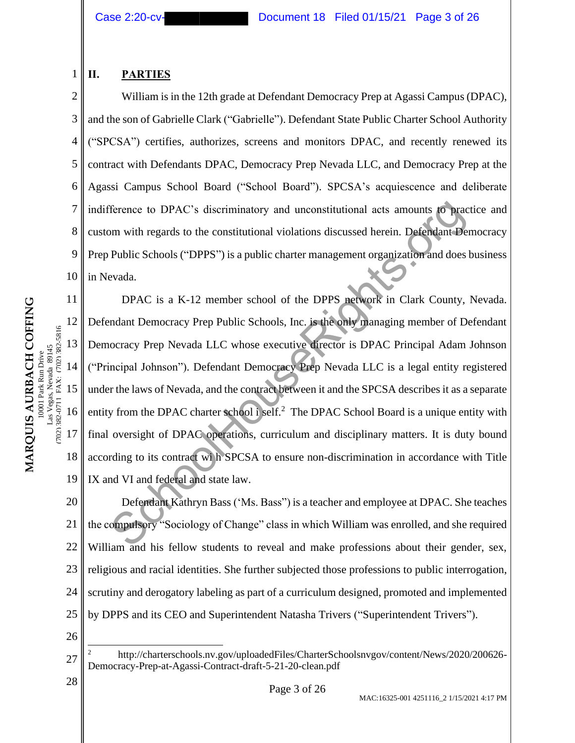## II. PARTIES

William is in the 12th grade at Defendant Democracy Prep at Agassi Campus (DPAC), and the son of Gabrielle Clark ("Gabrielle"). Defendant State Public Charter School Authority ("SPCSA") certifies, authorizes, screens and monitors DPAC, and recently renewed its contract with Defendants DPAC, Democracy Prep Nevada LLC, and Democracy Prep at the Agassi Campus School Board ("School Board"). SPCSA's acquiescence and deliberate indifference to DPAC's discriminatory and unconstitutional acts amounts to practice and custom with regards to the constitutional violations discussed herein. Defendant Democracy Prep Public Schools ("DPPS") is a public charter management organization and does business in Nevada.

DPAC is a K-12 member school of the DPPS network in Clark County, Nevada. Defendant Democracy Prep Public Schools, Inc. is the only managing member of Defendant Democracy Prep Nevada LLC whose executive director is DPAC Principal Adam Johnson ("Principal Johnson"). Defendant Democracy Prep Nevada LLC is a legal entity registered under the laws of Nevada, and the contract between it and the SPCSA describes it as a separate entity from the DPAC charter school itself.[2] The DPAC School Board is a unique entity with final oversight of DPAC operations, curriculum and disciplinary matters. It is duty bound according to its contract with SPCSA to ensure non-discrimination in accordance with Title IX and VI and federal and state law.

Defendant Kathryn Bass ('Ms. Bass") is a teacher and employee at DPAC. She teaches the compulsory "Sociology of Change" class in which William was enrolled, and she required William and his fellow students to reveal and make professions about their gender, sex, religious and racial identities. She further subjected those professions to public interrogation, scrutiny and derogatory labeling as part of a curriculum designed, promoted and implemented by DPPS and its CEO and Superintendent Natasha Trivers ("Superintendent Trivers").

---

[2] http://charterschools.nv.gov/uploadedFiles/CharterSchoolsnvgov/content/News/2020/200626-Democracy-Prep-at-Agassi-Contract-draft-5-21-20-clean.pdf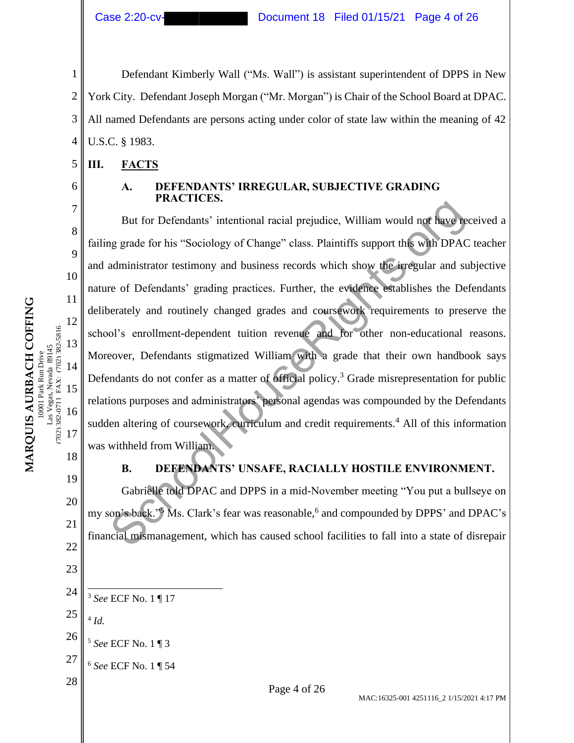Defendant Kimberly Wall ("Ms. Wall") is assistant superintendent of DPPS in New York City. Defendant Joseph Morgan ("Mr. Morgan") is Chair of the School Board at DPAC. All named Defendants are persons acting under color of state law within the meaning of 42 U.S.C. § 1983.

## III. FACTS

### A. DEFENDANTS' IRREGULAR, SUBJECTIVE GRADING PRACTICES.

But for Defendants' intentional racial prejudice, William would not have received a failing grade for his "Sociology of Change" class. Plaintiffs support this with DPAC teacher and administrator testimony and business records which show the irregular and subjective nature of Defendants' grading practices. Further, the evidence establishes the Defendants deliberately and routinely changed grades and coursework requirements to preserve the school's enrollment-dependent tuition revenue and for other non-educational reasons. Moreover, Defendants stigmatized William with a grade that their own handbook says Defendants do not confer as a matter of official policy.[3] Grade misrepresentation for public relations purposes and administrators' personal agendas was compounded by the Defendants sudden altering of coursework, curriculum and credit requirements.[4] All of this information was withheld from William.

### B. DEFENDANTS' UNSAFE, RACIALLY HOSTILE ENVIRONMENT.

Gabrielle told DPAC and DPPS in a mid-November meeting "You put a bullseye on my son's back."[5] Ms. Clark's fear was reasonable,[6] and compounded by DPPS' and DPAC's financial mismanagement, which has caused school facilities to fall into a state of disrepair

---

[3] *See* ECF No. 1 ¶ 17

[4] *Id.*

[5] *See* ECF No. 1 ¶ 3

[6] *See* ECF No. 1 ¶ 54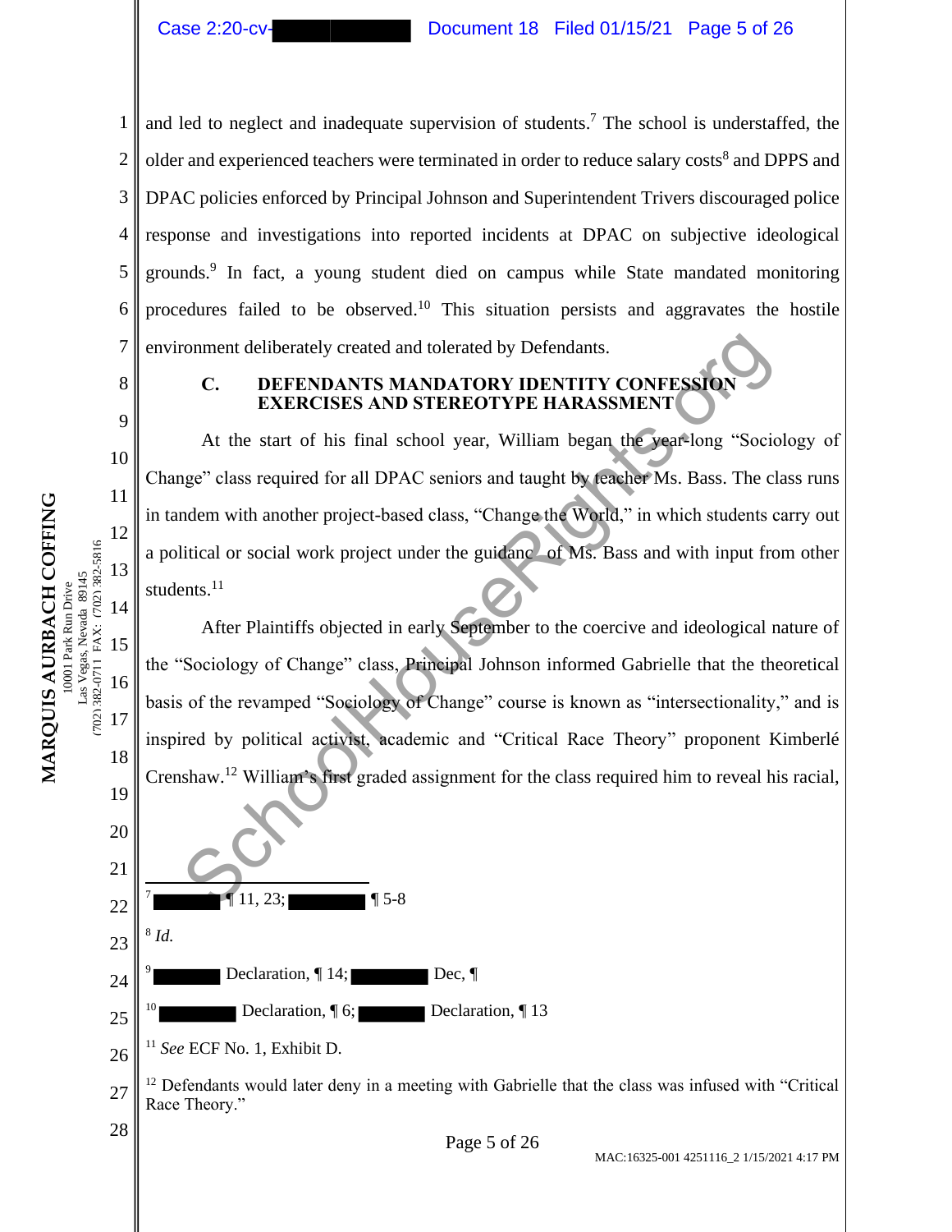and led to neglect and inadequate supervision of students.[7] The school is understaffed, the older and experienced teachers were terminated in order to reduce salary costs[8] and DPPS and DPAC policies enforced by Principal Johnson and Superintendent Trivers discouraged police response and investigations into reported incidents at DPAC on subjective ideological grounds.[9] In fact, a young student died on campus while State mandated monitoring procedures failed to be observed.[10] This situation persists and aggravates the hostile environment deliberately created and tolerated by Defendants.

### C. DEFENDANTS MANDATORY IDENTITY CONFESSION EXERCISES AND STEREOTYPE HARASSMENT

At the start of his final school year, William began the year-long "Sociology of Change" class required for all DPAC seniors and taught by teacher Ms. Bass. The class runs in tandem with another project-based class, "Change the World," in which students carry out a political or social work project under the guidanc of Ms. Bass and with input from other students.[11]

After Plaintiffs objected in early September to the coercive and ideological nature of the "Sociology of Change" class, Principal Johnson informed Gabrielle that the theoretical basis of the revamped "Sociology of Change" course is known as "intersectionality," and is inspired by political activist, academic and "Critical Race Theory" proponent Kimberlé Crenshaw.[12] William's first graded assignment for the class required him to reveal his racial,

---

[7] ██████ ¶ 11, 23; ██████ ¶ 5-8

[8] *Id.*

[9] ██████ Declaration, ¶ 14; ██████ Dec, ¶

[10] ██████ Declaration, ¶ 6; ██████ Declaration, ¶ 13

[11] *See* ECF No. 1, Exhibit D.

[12] Defendants would later deny in a meeting with Gabrielle that the class was infused with "Critical Race Theory."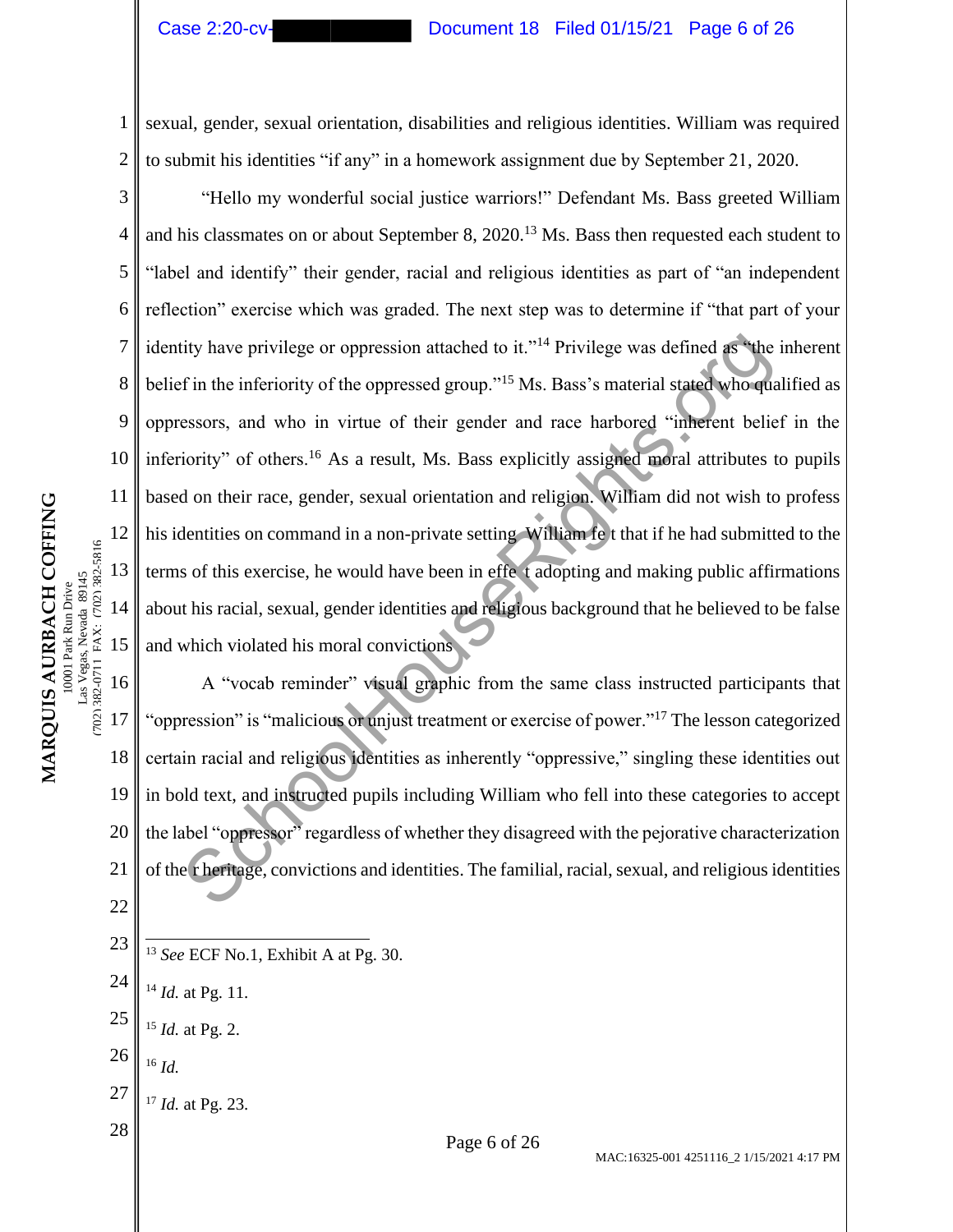sexual, gender, sexual orientation, disabilities and religious identities. William was required to submit his identities "if any" in a homework assignment due by September 21, 2020.

"Hello my wonderful social justice warriors!" Defendant Ms. Bass greeted William and his classmates on or about September 8, 2020.[13] Ms. Bass then requested each student to "label and identify" their gender, racial and religious identities as part of "an independent reflection" exercise which was graded. The next step was to determine if "that part of your identity have privilege or oppression attached to it."[14] Privilege was defined as "the inherent belief in the inferiority of the oppressed group."[15] Ms. Bass's material stated who qualified as oppressors, and who in virtue of their gender and race harbored "inherent belief in the inferiority" of others.[16] As a result, Ms. Bass explicitly assigned moral attributes to pupils based on their race, gender, sexual orientation and religion. William did not wish to profess his identities on command in a non-private setting. William felt that if he had submitted to the terms of this exercise, he would have been in effect adopting and making public affirmations about his racial, sexual, gender identities and religious background that he believed to be false and which violated his moral convictions.

A "vocab reminder" visual graphic from the same class instructed participants that "oppression" is "malicious or unjust treatment or exercise of power."[17] The lesson categorized certain racial and religious identities as inherently "oppressive," singling these identities out in bold text, and instructed pupils including William who fell into these categories to accept the label "oppressor" regardless of whether they disagreed with the pejorative characterization of their heritage, convictions and identities. The familial, racial, sexual, and religious identities

---

[13] *See* ECF No.1, Exhibit A at Pg. 30.

[14] *Id.* at Pg. 11.

[15] *Id.* at Pg. 2.

[16] *Id.*

[17] *Id.* at Pg. 23.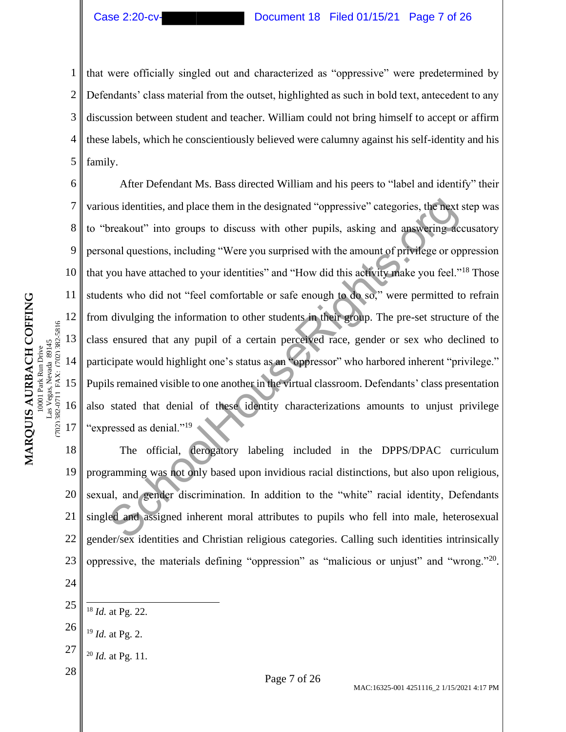that were officially singled out and characterized as "oppressive" were predetermined by Defendants' class material from the outset, highlighted as such in bold text, antecedent to any discussion between student and teacher. William could not bring himself to accept or affirm these labels, which he conscientiously believed were calumny against his self-identity and his family.

After Defendant Ms. Bass directed William and his peers to "label and identify" their various identities, and place them in the designated "oppressive" categories, the next step was to "breakout" into groups to discuss with other pupils, asking and answering accusatory personal questions, including "Were you surprised with the amount of privilege or oppression that you have attached to your identities" and "How did this activity make you feel."[18] Those students who did not "feel comfortable or safe enough to do so," were permitted to refrain from divulging the information to other students in their group. The pre-set structure of the class ensured that any pupil of a certain perceived race, gender or sex who declined to participate would highlight one's status as an "oppressor" who harbored inherent "privilege." Pupils remained visible to one another in the virtual classroom. Defendants' class presentation also stated that denial of these identity characterizations amounts to unjust privilege "expressed as denial."[19]

The official, derogatory labeling included in the DPPS/DPAC curriculum programming was not only based upon invidious racial distinctions, but also upon religious, sexual, and gender discrimination. In addition to the "white" racial identity, Defendants singled and assigned inherent moral attributes to pupils who fell into male, heterosexual gender/sex identities and Christian religious categories. Calling such identities intrinsically oppressive, the materials defining "oppression" as "malicious or unjust" and "wrong."[20].

---

[18] *Id.* at Pg. 22.

[19] *Id.* at Pg. 2.

[20] *Id.* at Pg. 11.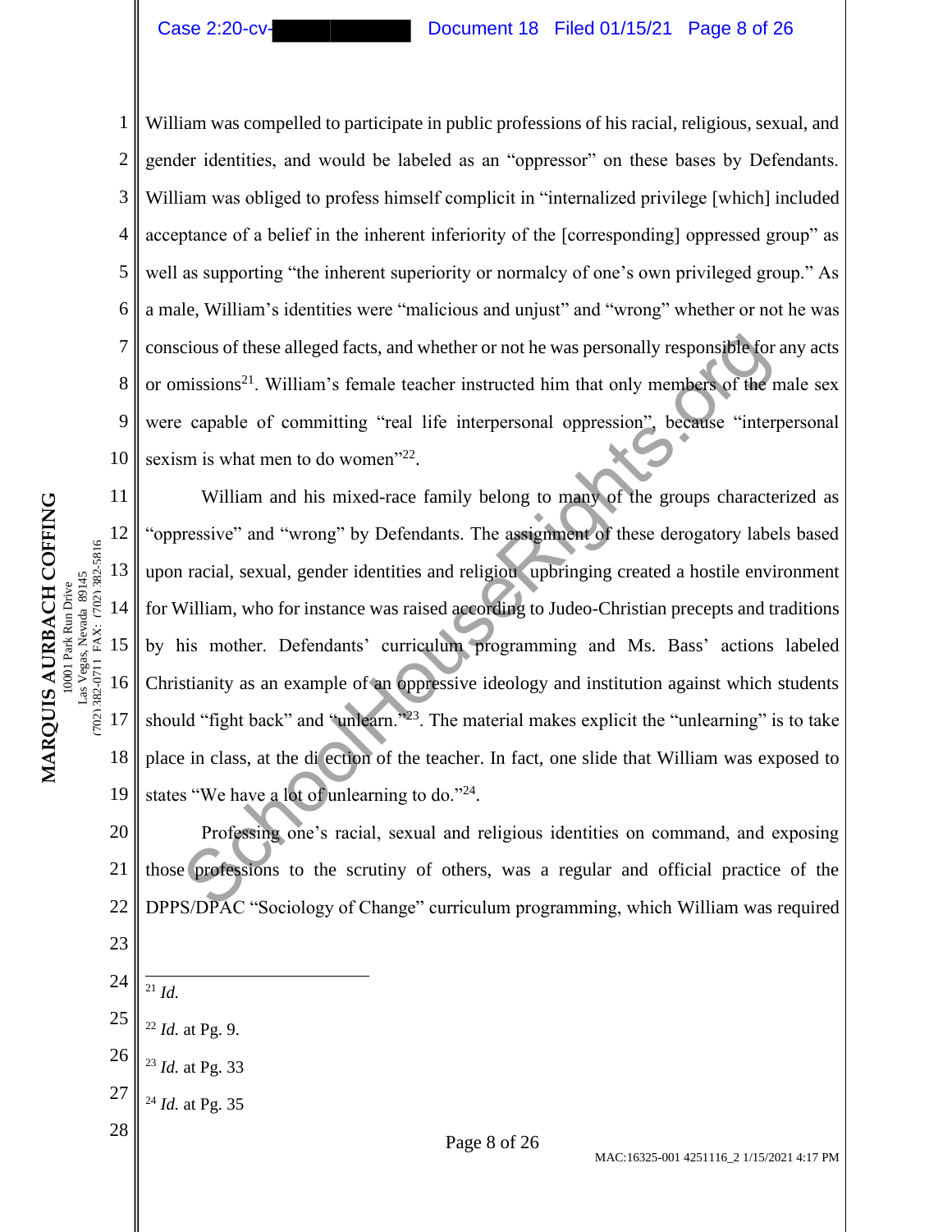William was compelled to participate in public professions of his racial, religious, sexual, and gender identities, and would be labeled as an "oppressor" on these bases by Defendants. William was obliged to profess himself complicit in "internalized privilege [which] included acceptance of a belief in the inherent inferiority of the [corresponding] oppressed group" as well as supporting "the inherent superiority or normalcy of one's own privileged group." As a male, William's identities were "malicious and unjust" and "wrong" whether or not he was conscious of these alleged facts, and whether or not he was personally responsible for any acts or omissions[21]. William's female teacher instructed him that only members of the male sex were capable of committing "real life interpersonal oppression", because "interpersonal sexism is what men to do women"[22].

William and his mixed-race family belong to many of the groups characterized as "oppressive" and "wrong" by Defendants. The assignment of these derogatory labels based upon racial, sexual, gender identities and religiou upbringing created a hostile environment for William, who for instance was raised according to Judeo-Christian precepts and traditions by his mother. Defendants' curriculum programming and Ms. Bass' actions labeled Christianity as an example of an oppressive ideology and institution against which students should "fight back" and "unlearn."[23]. The material makes explicit the "unlearning" is to take place in class, at the di ection of the teacher. In fact, one slide that William was exposed to states "We have a lot of unlearning to do."[24].

Professing one's racial, sexual and religious identities on command, and exposing those professions to the scrutiny of others, was a regular and official practice of the DPPS/DPAC "Sociology of Change" curriculum programming, which William was required

---

[21] *Id.*

[22] *Id.* at Pg. 9.

[23] *Id.* at Pg. 33

[24] *Id.* at Pg. 35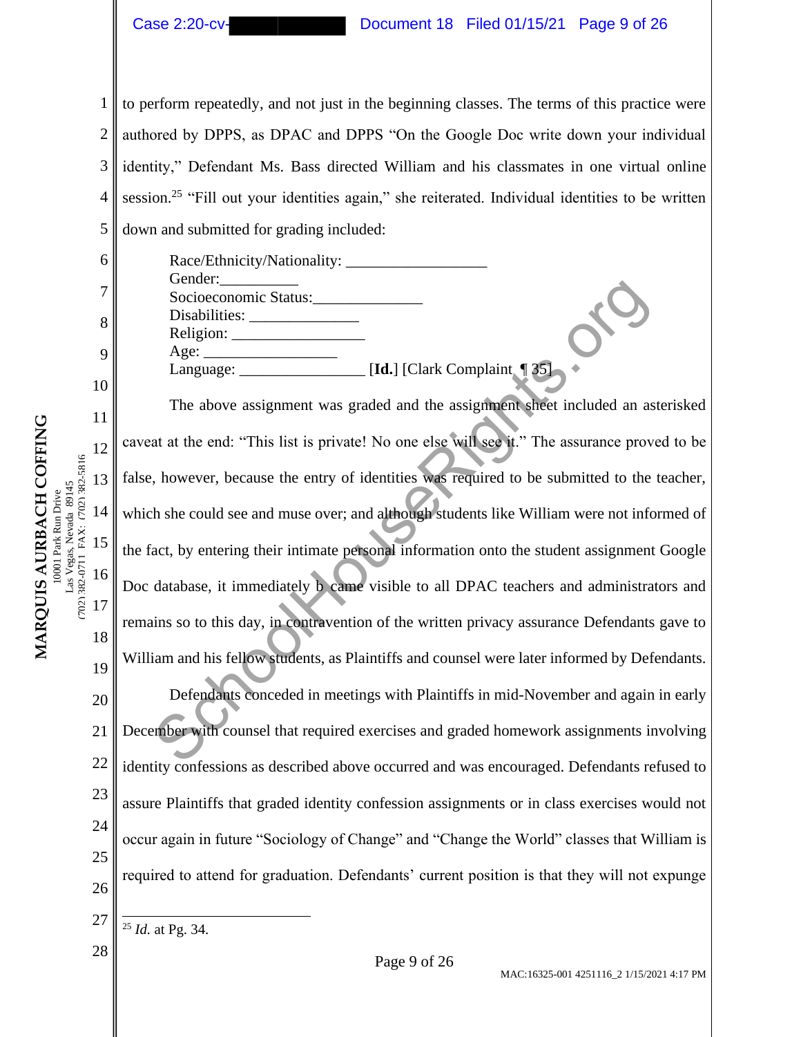to perform repeatedly, and not just in the beginning classes. The terms of this practice were authored by DPPS, as DPAC and DPPS "On the Google Doc write down your individual identity," Defendant Ms. Bass directed William and his classmates in one virtual online session.[25] "Fill out your identities again," she reiterated. Individual identities to be written down and submitted for grading included:

Race/Ethnicity/Nationality: __________________
Gender:__________
Socioeconomic Status:_____________
Disabilities: ______________
Religion: _________________
Age: ________________
Language: ________________ [**Id.**] [Clark Complaint ¶ 35]

The above assignment was graded and the assignment sheet included an asterisked caveat at the end: "This list is private! No one else will see it." The assurance proved to be false, however, because the entry of identities was required to be submitted to the teacher, which she could see and muse over; and although students like William were not informed of the fact, by entering their intimate personal information onto the student assignment Google Doc database, it immediately became visible to all DPAC teachers and administrators and remains so to this day, in contravention of the written privacy assurance Defendants gave to William and his fellow students, as Plaintiffs and counsel were later informed by Defendants.

Defendants conceded in meetings with Plaintiffs in mid-November and again in early December with counsel that required exercises and graded homework assignments involving identity confessions as described above occurred and was encouraged. Defendants refused to assure Plaintiffs that graded identity confession assignments or in class exercises would not occur again in future "Sociology of Change" and "Change the World" classes that William is required to attend for graduation. Defendants' current position is that they will not expunge

[25] *Id.* at Pg. 34.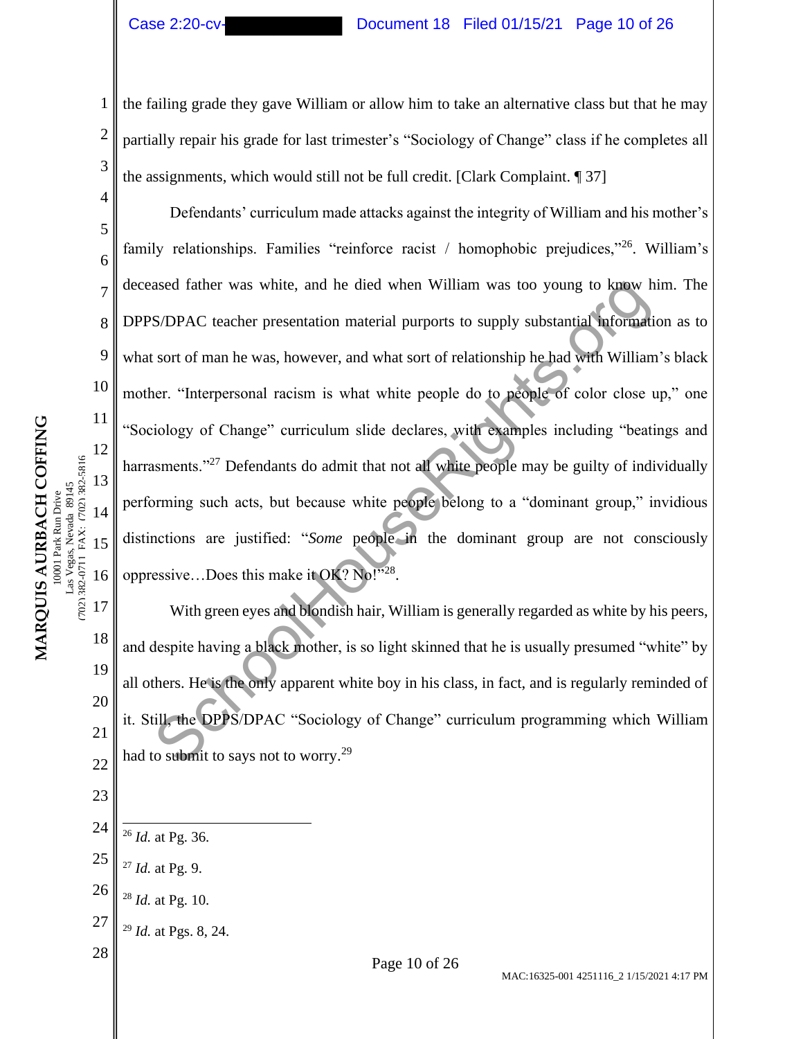the failing grade they gave William or allow him to take an alternative class but that he may partially repair his grade for last trimester's "Sociology of Change" class if he completes all the assignments, which would still not be full credit. [Clark Complaint. ¶ 37]

Defendants' curriculum made attacks against the integrity of William and his mother's family relationships. Families "reinforce racist / homophobic prejudices,"[26]. William's deceased father was white, and he died when William was too young to know him. The DPPS/DPAC teacher presentation material purports to supply substantial information as to what sort of man he was, however, and what sort of relationship he had with William's black mother. "Interpersonal racism is what white people do to people of color close up," one "Sociology of Change" curriculum slide declares, with examples including "beatings and harrasments."[27] Defendants do admit that not all white people may be guilty of individually performing such acts, but because white people belong to a "dominant group," invidious distinctions are justified: "*Some* people in the dominant group are not consciously oppressive…Does this make it OK? No!"[28].

With green eyes and blondish hair, William is generally regarded as white by his peers, and despite having a black mother, is so light skinned that he is usually presumed "white" by all others. He is the only apparent white boy in his class, in fact, and is regularly reminded of it. Still, the DPPS/DPAC "Sociology of Change" curriculum programming which William had to submit to says not to worry.[29]

---

[26] *Id.* at Pg. 36.

[27] *Id.* at Pg. 9.

[28] *Id.* at Pg. 10.

[29] *Id.* at Pgs. 8, 24.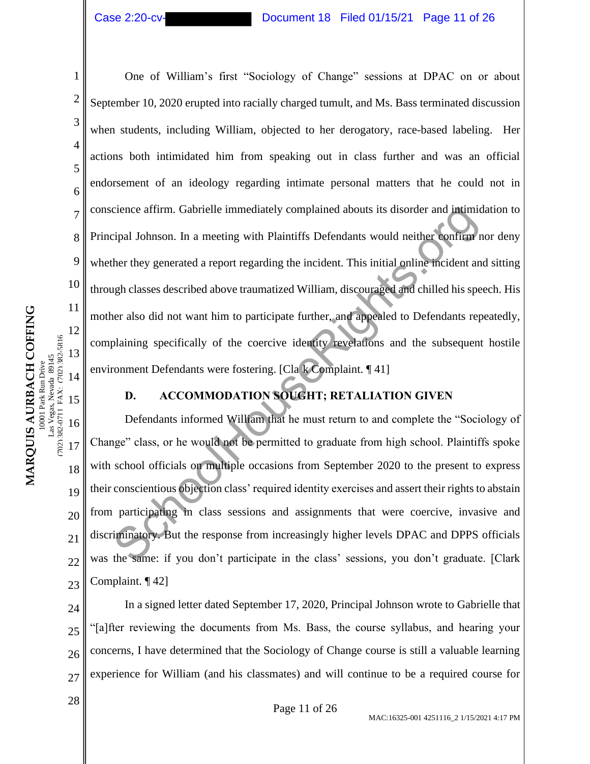One of William's first "Sociology of Change" sessions at DPAC on or about September 10, 2020 erupted into racially charged tumult, and Ms. Bass terminated discussion when students, including William, objected to her derogatory, race-based labeling. Her actions both intimidated him from speaking out in class further and was an official endorsement of an ideology regarding intimate personal matters that he could not in conscience affirm. Gabrielle immediately complained abouts its disorder and intimidation to Principal Johnson. In a meeting with Plaintiffs Defendants would neither confirm nor deny whether they generated a report regarding the incident. This initial online incident and sitting through classes described above traumatized William, discouraged and chilled his speech. His mother also did not want him to participate further, and appealed to Defendants repeatedly, complaining specifically of the coercive identity revelations and the subsequent hostile environment Defendants were fostering. [Clark Complaint. ¶ 41]

### D. ACCOMMODATION SOUGHT; RETALIATION GIVEN

Defendants informed William that he must return to and complete the "Sociology of Change" class, or he would not be permitted to graduate from high school. Plaintiffs spoke with school officials on multiple occasions from September 2020 to the present to express their conscientious objection class' required identity exercises and assert their rights to abstain from participating in class sessions and assignments that were coercive, invasive and discriminatory. But the response from increasingly higher levels DPAC and DPPS officials was the same: if you don't participate in the class' sessions, you don't graduate. [Clark Complaint. ¶ 42]

In a signed letter dated September 17, 2020, Principal Johnson wrote to Gabrielle that "[a]fter reviewing the documents from Ms. Bass, the course syllabus, and hearing your concerns, I have determined that the Sociology of Change course is still a valuable learning experience for William (and his classmates) and will continue to be a required course for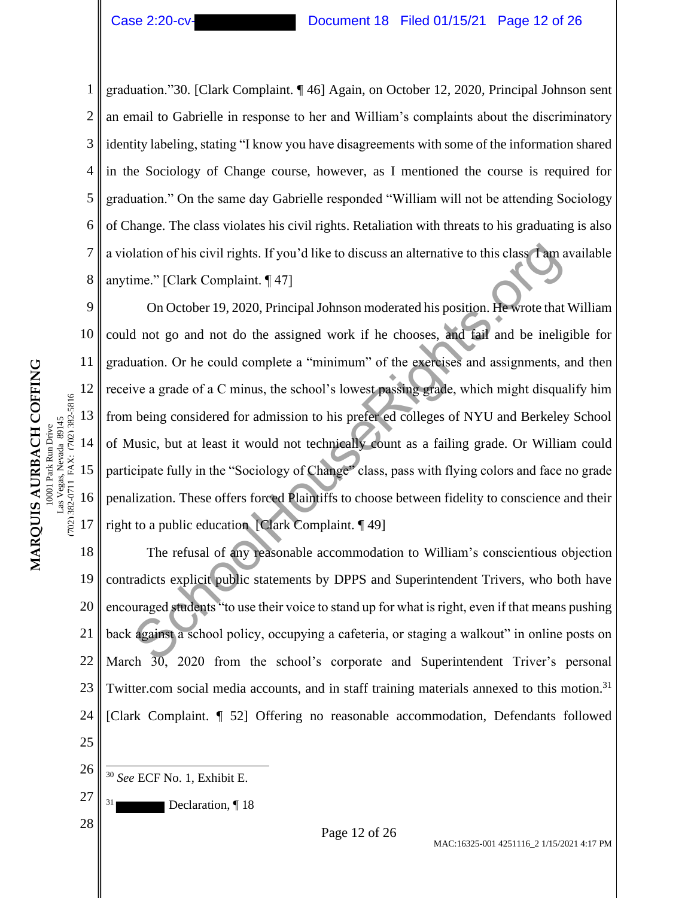graduation."30. [Clark Complaint. ¶ 46] Again, on October 12, 2020, Principal Johnson sent an email to Gabrielle in response to her and William's complaints about the discriminatory identity labeling, stating "I know you have disagreements with some of the information shared in the Sociology of Change course, however, as I mentioned the course is required for graduation." On the same day Gabrielle responded "William will not be attending Sociology of Change. The class violates his civil rights. Retaliation with threats to his graduating is also a violation of his civil rights. If you'd like to discuss an alternative to this class I am available anytime." [Clark Complaint. ¶ 47]

On October 19, 2020, Principal Johnson moderated his position. He wrote that William could not go and not do the assigned work if he chooses, and fail and be ineligible for graduation. Or he could complete a "minimum" of the exercises and assignments, and then receive a grade of a C minus, the school's lowest passing grade, which might disqualify him from being considered for admission to his preferred colleges of NYU and Berkeley School of Music, but at least it would not technically count as a failing grade. Or William could participate fully in the "Sociology of Change" class, pass with flying colors and face no grade penalization. These offers forced Plaintiffs to choose between fidelity to conscience and their right to a public education. [Clark Complaint. ¶ 49]

The refusal of any reasonable accommodation to William's conscientious objection contradicts explicit public statements by DPPS and Superintendent Trivers, who both have encouraged students "to use their voice to stand up for what is right, even if that means pushing back against a school policy, occupying a cafeteria, or staging a walkout" in online posts on March 30, 2020 from the school's corporate and Superintendent Triver's personal Twitter.com social media accounts, and in staff training materials annexed to this motion.[31] [Clark Complaint. ¶ 52] Offering no reasonable accommodation, Defendants followed

---

[30] *See* ECF No. 1, Exhibit E.

[31] ████ Declaration, ¶ 18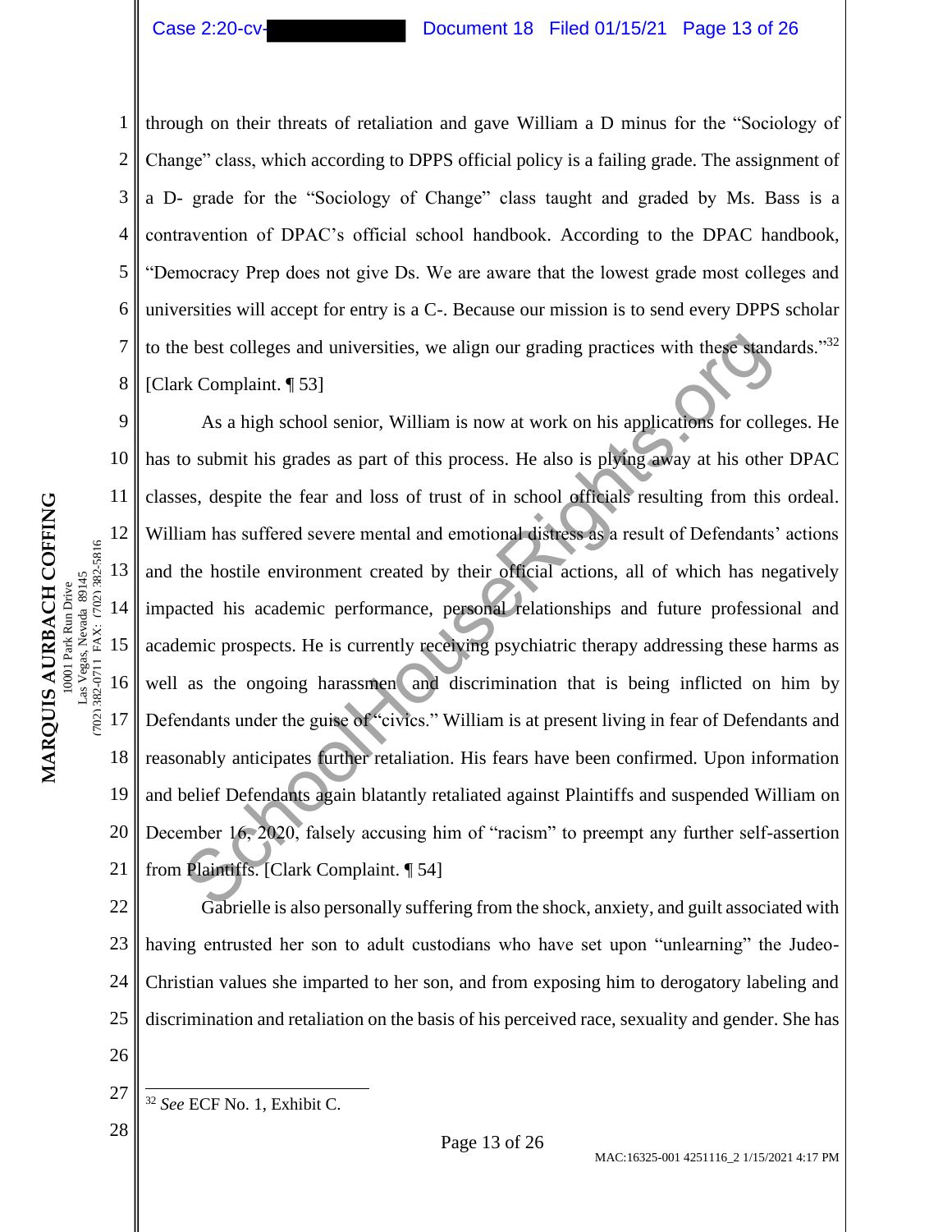through on their threats of retaliation and gave William a D minus for the "Sociology of Change" class, which according to DPPS official policy is a failing grade. The assignment of a D- grade for the "Sociology of Change" class taught and graded by Ms. Bass is a contravention of DPAC's official school handbook. According to the DPAC handbook, "Democracy Prep does not give Ds. We are aware that the lowest grade most colleges and universities will accept for entry is a C-. Because our mission is to send every DPPS scholar to the best colleges and universities, we align our grading practices with these standards."[32] [Clark Complaint. ¶ 53]

As a high school senior, William is now at work on his applications for colleges. He has to submit his grades as part of this process. He also is plying away at his other DPAC classes, despite the fear and loss of trust of in school officials resulting from this ordeal. William has suffered severe mental and emotional distress as a result of Defendants' actions and the hostile environment created by their official actions, all of which has negatively impacted his academic performance, personal relationships and future professional and academic prospects. He is currently receiving psychiatric therapy addressing these harms as well as the ongoing harassment and discrimination that is being inflicted on him by Defendants under the guise of "civics." William is at present living in fear of Defendants and reasonably anticipates further retaliation. His fears have been confirmed. Upon information and belief Defendants again blatantly retaliated against Plaintiffs and suspended William on December 16, 2020, falsely accusing him of "racism" to preempt any further self-assertion from Plaintiffs. [Clark Complaint. ¶ 54]

Gabrielle is also personally suffering from the shock, anxiety, and guilt associated with having entrusted her son to adult custodians who have set upon "unlearning" the Judeo-Christian values she imparted to her son, and from exposing him to derogatory labeling and discrimination and retaliation on the basis of his perceived race, sexuality and gender. She has

---

[32] *See* ECF No. 1, Exhibit C.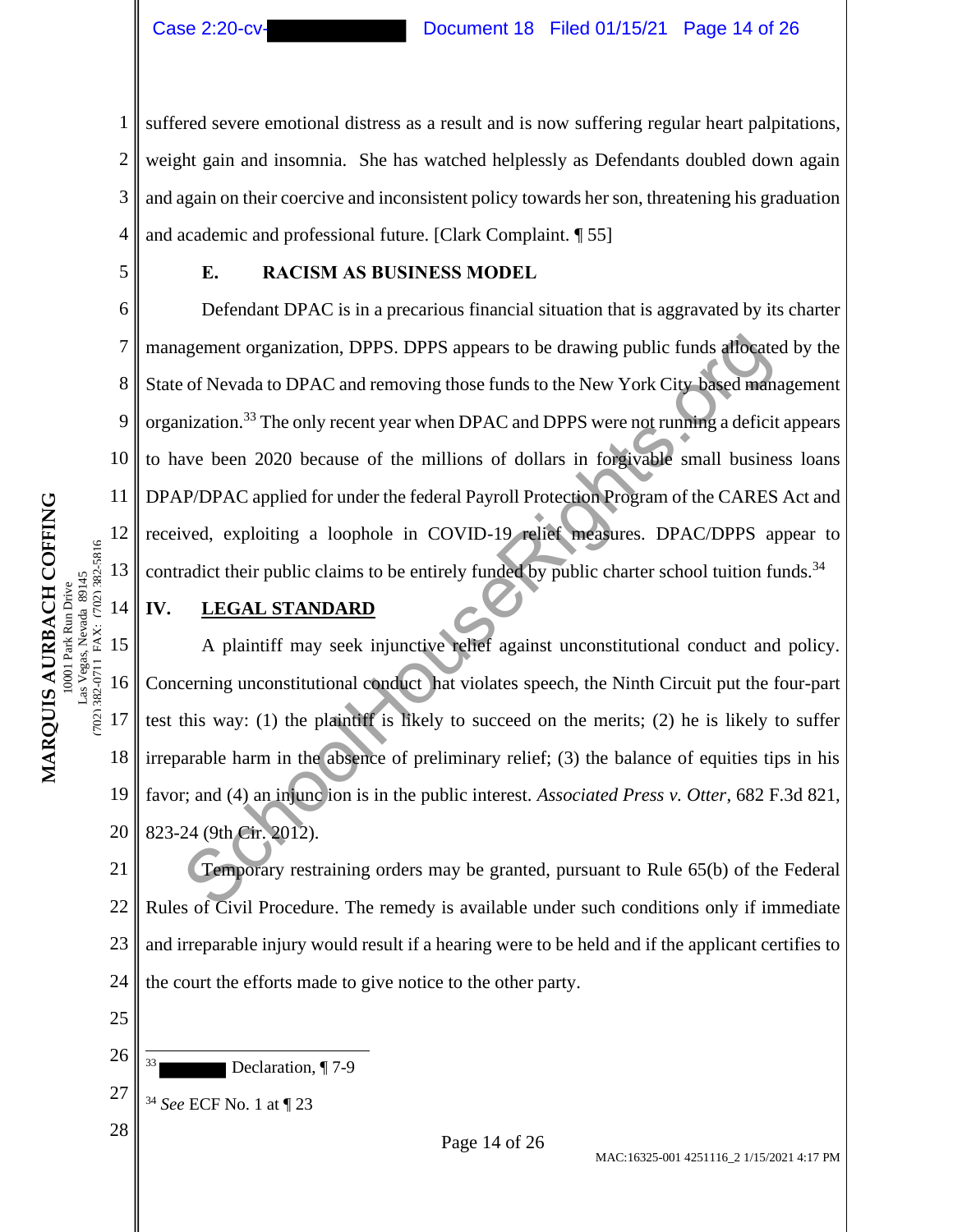suffered severe emotional distress as a result and is now suffering regular heart palpitations, weight gain and insomnia. She has watched helplessly as Defendants doubled down again and again on their coercive and inconsistent policy towards her son, threatening his graduation and academic and professional future. [Clark Complaint. ¶ 55]

### E. RACISM AS BUSINESS MODEL

Defendant DPAC is in a precarious financial situation that is aggravated by its charter management organization, DPPS. DPPS appears to be drawing public funds allocated by the State of Nevada to DPAC and removing those funds to the New York City based management organization.[33] The only recent year when DPAC and DPPS were not running a deficit appears to have been 2020 because of the millions of dollars in forgivable small business loans DPAP/DPAC applied for under the federal Payroll Protection Program of the CARES Act and received, exploiting a loophole in COVID-19 relief measures. DPAC/DPPS appear to contradict their public claims to be entirely funded by public charter school tuition funds.[34]

## IV. LEGAL STANDARD

A plaintiff may seek injunctive relief against unconstitutional conduct and policy. Concerning unconstitutional conduct hat violates speech, the Ninth Circuit put the four-part test this way: (1) the plaintiff is likely to succeed on the merits; (2) he is likely to suffer irreparable harm in the absence of preliminary relief; (3) the balance of equities tips in his favor; and (4) an injunc ion is in the public interest. *Associated Press v. Otter*, 682 F.3d 821, 823-24 (9th Cir. 2012).

Temporary restraining orders may be granted, pursuant to Rule 65(b) of the Federal Rules of Civil Procedure. The remedy is available under such conditions only if immediate and irreparable injury would result if a hearing were to be held and if the applicant certifies to the court the efforts made to give notice to the other party.

---

[33] ██████ Declaration, ¶ 7-9

[34] *See* ECF No. 1 at ¶ 23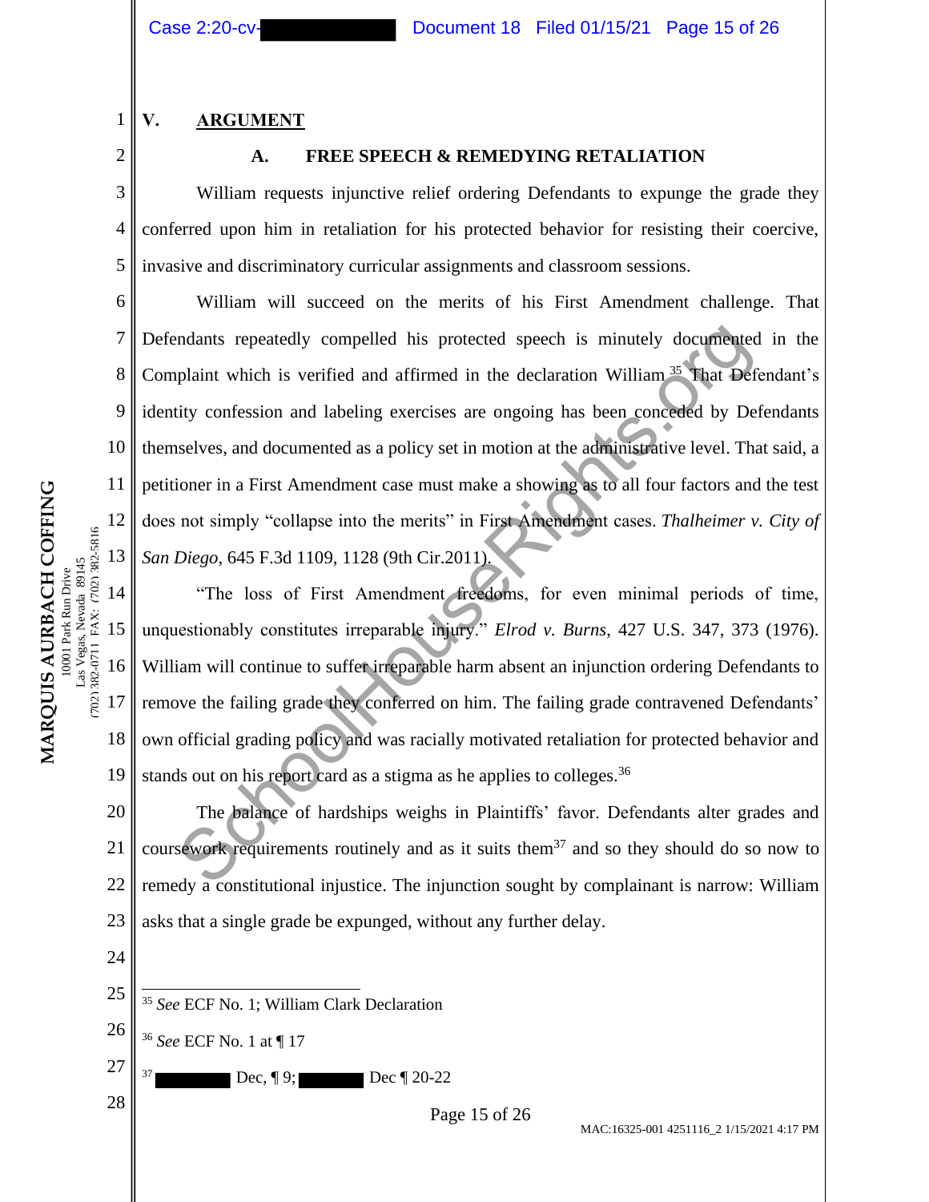## V. ARGUMENT

### A. FREE SPEECH & REMEDYING RETALIATION

William requests injunctive relief ordering Defendants to expunge the grade they conferred upon him in retaliation for his protected behavior for resisting their coercive, invasive and discriminatory curricular assignments and classroom sessions.

William will succeed on the merits of his First Amendment challenge. That Defendants repeatedly compelled his protected speech is minutely documented in the Complaint which is verified and affirmed in the declaration William.[35] That Defendant's identity confession and labeling exercises are ongoing has been conceded by Defendants themselves, and documented as a policy set in motion at the administrative level. That said, a petitioner in a First Amendment case must make a showing as to all four factors and the test does not simply "collapse into the merits" in First Amendment cases. *Thalheimer v. City of San Diego*, 645 F.3d 1109, 1128 (9th Cir.2011).

"The loss of First Amendment freedoms, for even minimal periods of time, unquestionably constitutes irreparable injury." *Elrod v. Burns*, 427 U.S. 347, 373 (1976). William will continue to suffer irreparable harm absent an injunction ordering Defendants to remove the failing grade they conferred on him. The failing grade contravened Defendants' own official grading policy and was racially motivated retaliation for protected behavior and stands out on his report card as a stigma as he applies to colleges.[36]

The balance of hardships weighs in Plaintiffs' favor. Defendants alter grades and coursework requirements routinely and as it suits them[37] and so they should do so now to remedy a constitutional injustice. The injunction sought by complainant is narrow: William asks that a single grade be expunged, without any further delay.

---

[35] *See* ECF No. 1; William Clark Declaration

[36] *See* ECF No. 1 at ¶ 17

[37] ██████ Dec, ¶ 9; ██████ Dec ¶ 20-22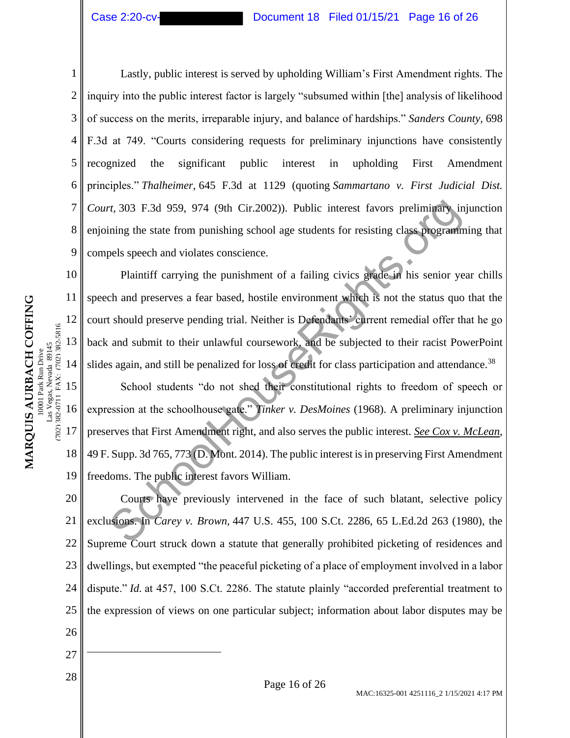Lastly, public interest is served by upholding William's First Amendment rights. The inquiry into the public interest factor is largely "subsumed within [the] analysis of likelihood of success on the merits, irreparable injury, and balance of hardships." *Sanders County*, 698 F.3d at 749. "Courts considering requests for preliminary injunctions have consistently recognized the significant public interest in upholding First Amendment principles." *Thalheimer*, 645 F.3d at 1129 (quoting *Sammartano v. First Judicial Dist. Court*, 303 F.3d 959, 974 (9th Cir.2002)). Public interest favors preliminary injunction enjoining the state from punishing school age students for resisting class programming that compels speech and violates conscience.

Plaintiff carrying the punishment of a failing civics grade in his senior year chills speech and preserves a fear based, hostile environment which is not the status quo that the court should preserve pending trial. Neither is Defendants' current remedial offer that he go back and submit to their unlawful coursework, and be subjected to their racist PowerPoint slides again, and still be penalized for loss of credit for class participation and attendance.[38]

School students "do not shed their constitutional rights to freedom of speech or expression at the schoolhouse gate." *Tinker v. DesMoines* (1968). A preliminary injunction preserves that First Amendment right, and also serves the public interest. *See Cox v. McLean*, 49 F. Supp. 3d 765, 773 (D. Mont. 2014). The public interest is in preserving First Amendment freedoms. The public interest favors William.

Courts have previously intervened in the face of such blatant, selective policy exclusions. In *Carey v. Brown*, 447 U.S. 455, 100 S.Ct. 2286, 65 L.Ed.2d 263 (1980), the Supreme Court struck down a statute that generally prohibited picketing of residences and dwellings, but exempted "the peaceful picketing of a place of employment involved in a labor dispute." *Id.* at 457, 100 S.Ct. 2286. The statute plainly "accorded preferential treatment to the expression of views on one particular subject; information about labor disputes may be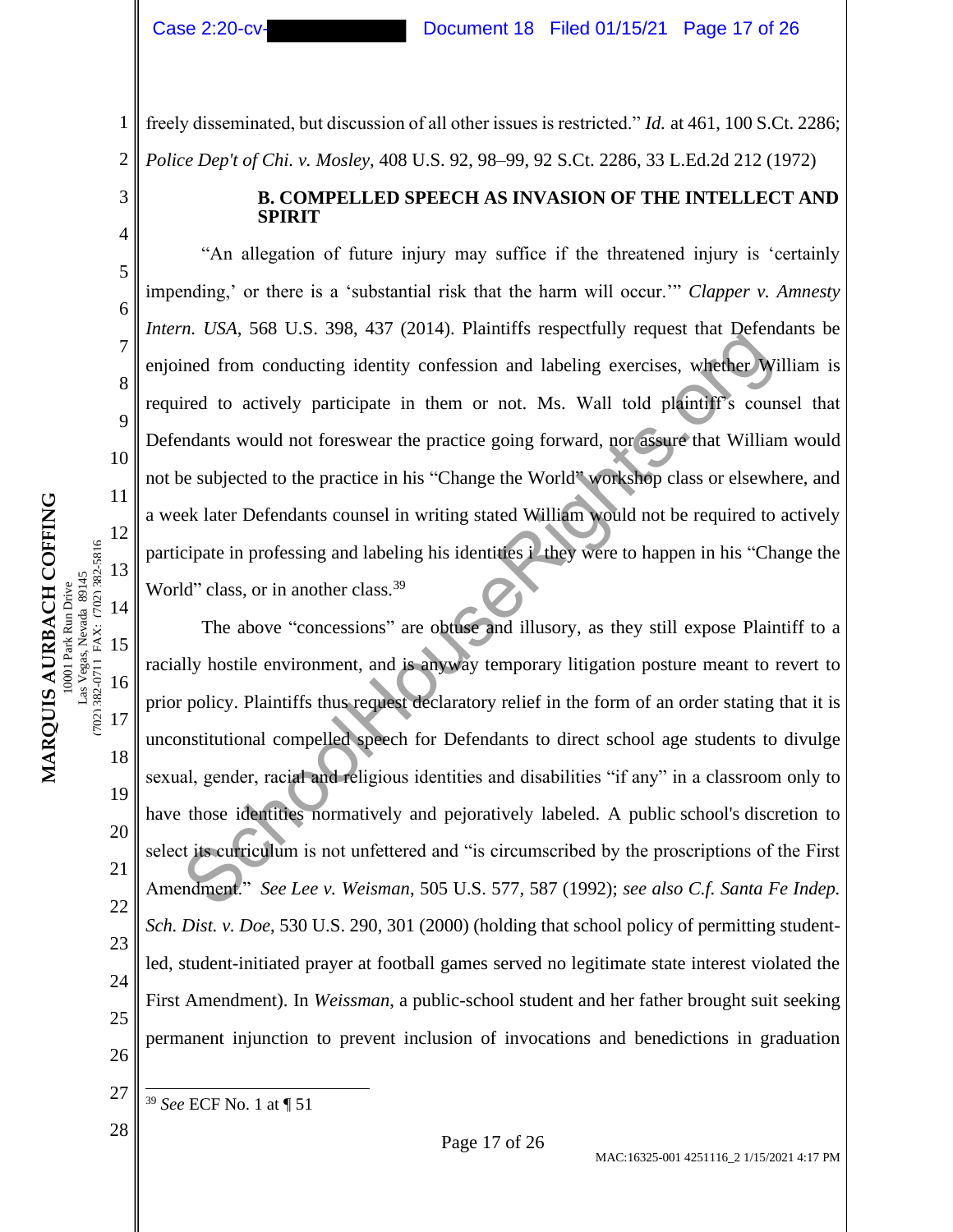freely disseminated, but discussion of all other issues is restricted." *Id.* at 461, 100 S.Ct. 2286; *Police Dep't of Chi. v. Mosley,* 408 U.S. 92, 98–99, 92 S.Ct. 2286, 33 L.Ed.2d 212 (1972)

### B. COMPELLED SPEECH AS INVASION OF THE INTELLECT AND SPIRIT

"An allegation of future injury may suffice if the threatened injury is 'certainly impending,' or there is a 'substantial risk that the harm will occur.'" *Clapper v. Amnesty Intern. USA*, 568 U.S. 398, 437 (2014). Plaintiffs respectfully request that Defendants be enjoined from conducting identity confession and labeling exercises, whether William is required to actively participate in them or not. Ms. Wall told plaintiff's counsel that Defendants would not foreswear the practice going forward, nor assure that William would not be subjected to the practice in his "Change the World" workshop class or elsewhere, and a week later Defendants counsel in writing stated William would not be required to actively participate in professing and labeling his identities if they were to happen in his "Change the World" class, or in another class.[39]

The above "concessions" are obtuse and illusory, as they still expose Plaintiff to a racially hostile environment, and is anyway temporary litigation posture meant to revert to prior policy. Plaintiffs thus request declaratory relief in the form of an order stating that it is unconstitutional compelled speech for Defendants to direct school age students to divulge sexual, gender, racial and religious identities and disabilities "if any" in a classroom only to have those identities normatively and pejoratively labeled. A public school's discretion to select its curriculum is not unfettered and "is circumscribed by the proscriptions of the First Amendment." *See Lee v. Weisman*, 505 U.S. 577, 587 (1992); *see also C.f. Santa Fe Indep. Sch. Dist. v. Doe,* 530 U.S. 290, 301 (2000) (holding that school policy of permitting student-led, student-initiated prayer at football games served no legitimate state interest violated the First Amendment). In *Weissman,* a public-school student and her father brought suit seeking permanent injunction to prevent inclusion of invocations and benedictions in graduation

---

[39] *See* ECF No. 1 at ¶ 51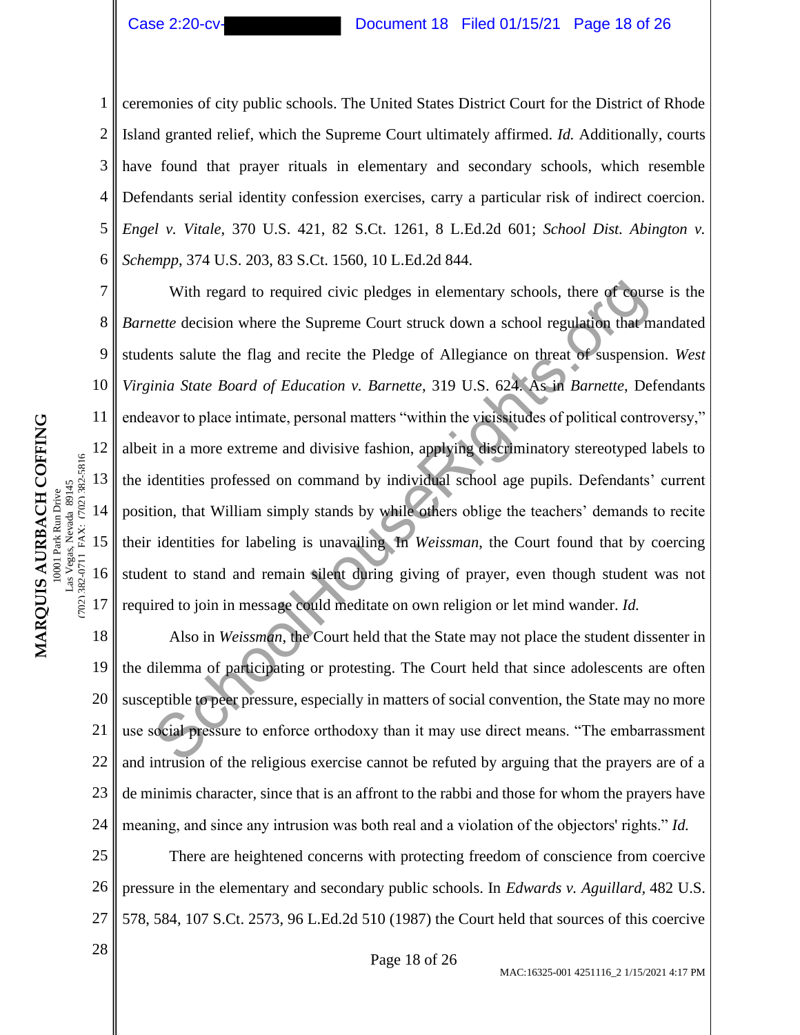ceremonies of city public schools. The United States District Court for the District of Rhode Island granted relief, which the Supreme Court ultimately affirmed. *Id.* Additionally, courts have found that prayer rituals in elementary and secondary schools, which resemble Defendants serial identity confession exercises, carry a particular risk of indirect coercion. *Engel v. Vitale*, 370 U.S. 421, 82 S.Ct. 1261, 8 L.Ed.2d 601; *School Dist. Abington v. Schempp*, 374 U.S. 203, 83 S.Ct. 1560, 10 L.Ed.2d 844.

With regard to required civic pledges in elementary schools, there of course is the *Barnette* decision where the Supreme Court struck down a school regulation that mandated students salute the flag and recite the Pledge of Allegiance on threat of suspension. *West Virginia State Board of Education v. Barnette*, 319 U.S. 624. As in *Barnette*, Defendants endeavor to place intimate, personal matters "within the vicissitudes of political controversy," albeit in a more extreme and divisive fashion, applying discriminatory stereotyped labels to the identities professed on command by individual school age pupils. Defendants' current position, that William simply stands by while others oblige the teachers' demands to recite their identities for labeling is unavailing. In *Weissman*, the Court found that by coercing student to stand and remain silent during giving of prayer, even though student was not required to join in message could meditate on own religion or let mind wander. *Id.*

Also in *Weissman*, the Court held that the State may not place the student dissenter in the dilemma of participating or protesting. The Court held that since adolescents are often susceptible to peer pressure, especially in matters of social convention, the State may no more use social pressure to enforce orthodoxy than it may use direct means. "The embarrassment and intrusion of the religious exercise cannot be refuted by arguing that the prayers are of a de minimis character, since that is an affront to the rabbi and those for whom the prayers have meaning, and since any intrusion was both real and a violation of the objectors' rights." *Id.*

There are heightened concerns with protecting freedom of conscience from coercive pressure in the elementary and secondary public schools. In *Edwards v. Aguillard*, 482 U.S. 578, 584, 107 S.Ct. 2573, 96 L.Ed.2d 510 (1987) the Court held that sources of this coercive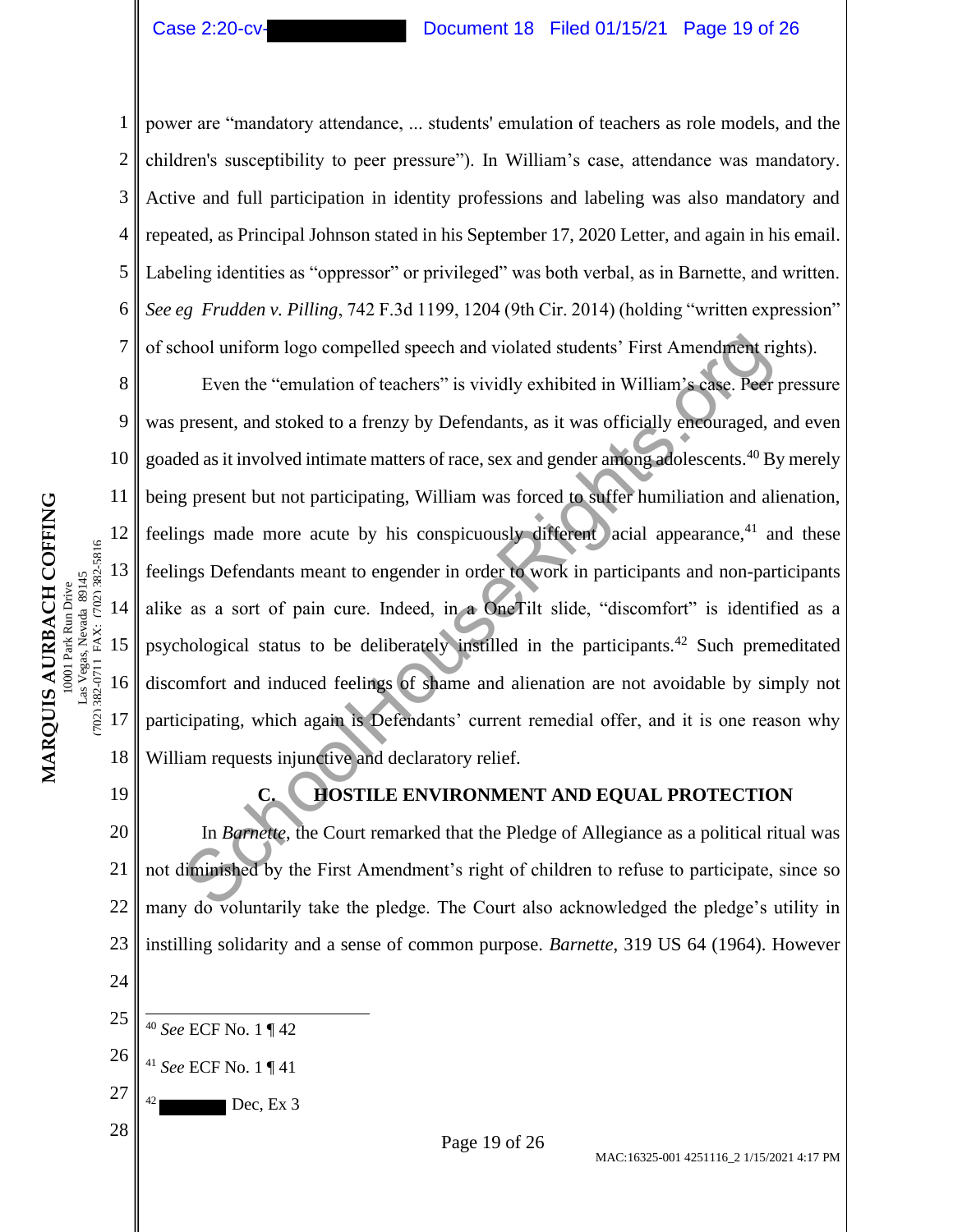power are "mandatory attendance, ... students' emulation of teachers as role models, and the children's susceptibility to peer pressure"). In William's case, attendance was mandatory. Active and full participation in identity professions and labeling was also mandatory and repeated, as Principal Johnson stated in his September 17, 2020 Letter, and again in his email. Labeling identities as "oppressor" or privileged" was both verbal, as in Barnette, and written. *See eg Frudden v. Pilling*, 742 F.3d 1199, 1204 (9th Cir. 2014) (holding "written expression" of school uniform logo compelled speech and violated students' First Amendment rights).

Even the "emulation of teachers" is vividly exhibited in William's case. Peer pressure was present, and stoked to a frenzy by Defendants, as it was officially encouraged, and even goaded as it involved intimate matters of race, sex and gender among adolescents.[40] By merely being present but not participating, William was forced to suffer humiliation and alienation, feelings made more acute by his conspicuously different racial appearance,[41] and these feelings Defendants meant to engender in order to work in participants and non-participants alike as a sort of pain cure. Indeed, in a OneTilt slide, "discomfort" is identified as a psychological status to be deliberately instilled in the participants.[42] Such premeditated discomfort and induced feelings of shame and alienation are not avoidable by simply not participating, which again is Defendants' current remedial offer, and it is one reason why William requests injunctive and declaratory relief.

### C. HOSTILE ENVIRONMENT AND EQUAL PROTECTION

In *Barnette*, the Court remarked that the Pledge of Allegiance as a political ritual was not diminished by the First Amendment's right of children to refuse to participate, since so many do voluntarily take the pledge. The Court also acknowledged the pledge's utility in instilling solidarity and a sense of common purpose. *Barnette*, 319 US 64 (1964). However

---

[40] *See* ECF No. 1 ¶ 42

[41] *See* ECF No. 1 ¶ 41

[42] ██████ Dec, Ex 3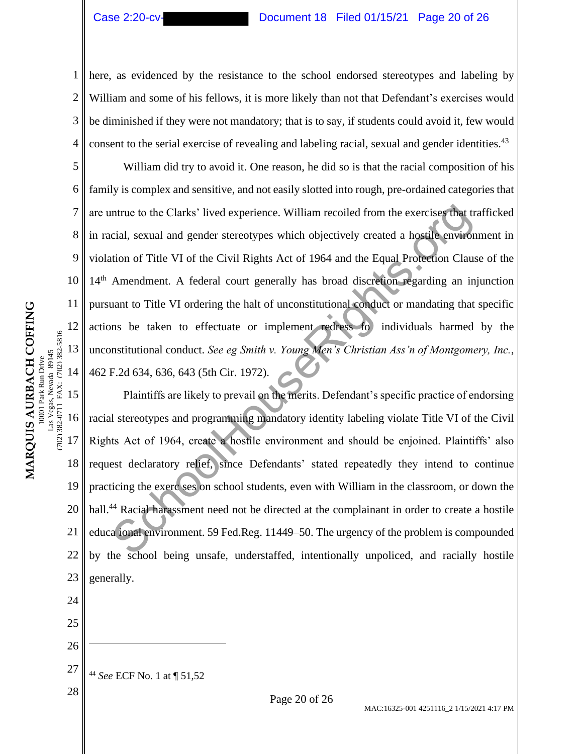here, as evidenced by the resistance to the school endorsed stereotypes and labeling by William and some of his fellows, it is more likely than not that Defendant's exercises would be diminished if they were not mandatory; that is to say, if students could avoid it, few would consent to the serial exercise of revealing and labeling racial, sexual and gender identities.[43]

William did try to avoid it. One reason, he did so is that the racial composition of his family is complex and sensitive, and not easily slotted into rough, pre-ordained categories that are untrue to the Clarks' lived experience. William recoiled from the exercises that trafficked in racial, sexual and gender stereotypes which objectively created a hostile environment in violation of Title VI of the Civil Rights Act of 1964 and the Equal Protection Clause of the 14th Amendment. A federal court generally has broad discretion regarding an injunction pursuant to Title VI ordering the halt of unconstitutional conduct or mandating that specific actions be taken to effectuate or implement redress fo individuals harmed by the unconstitutional conduct. *See eg Smith v. Young Men's Christian Ass'n of Montgomery, Inc.*, 462 F.2d 634, 636, 643 (5th Cir. 1972).

Plaintiffs are likely to prevail on the merits. Defendant's specific practice of endorsing racial stereotypes and programming mandatory identity labeling violate Title VI of the Civil Rights Act of 1964, create a hostile environment and should be enjoined. Plaintiffs' also request declaratory relief, since Defendants' stated repeatedly they intend to continue practicing the exercises on school students, even with William in the classroom, or down the hall.[44] Racial harassment need not be directed at the complainant in order to create a hostile educational environment. 59 Fed.Reg. 11449–50. The urgency of the problem is compounded by the school being unsafe, understaffed, intentionally unpoliced, and racially hostile generally.

---

[44] *See* ECF No. 1 at ¶ 51,52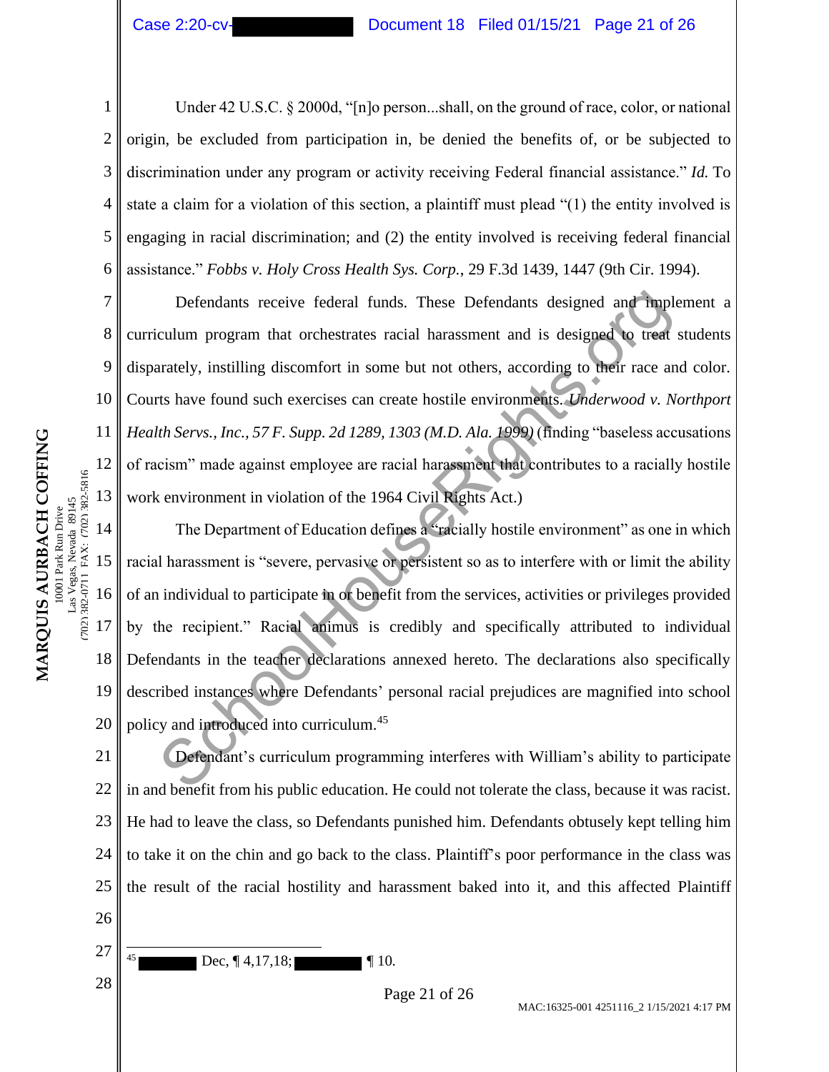Under 42 U.S.C. § 2000d, "[n]o person...shall, on the ground of race, color, or national origin, be excluded from participation in, be denied the benefits of, or be subjected to discrimination under any program or activity receiving Federal financial assistance." *Id.* To state a claim for a violation of this section, a plaintiff must plead "(1) the entity involved is engaging in racial discrimination; and (2) the entity involved is receiving federal financial assistance." *Fobbs v. Holy Cross Health Sys. Corp.*, 29 F.3d 1439, 1447 (9th Cir. 1994).

Defendants receive federal funds. These Defendants designed and implement a curriculum program that orchestrates racial harassment and is designed to treat students disparately, instilling discomfort in some but not others, according to their race and color. Courts have found such exercises can create hostile environments. *Underwood v. Northport Health Servs., Inc., 57 F. Supp. 2d 1289, 1303 (M.D. Ala. 1999)* (finding "baseless accusations of racism" made against employee are racial harassment that contributes to a racially hostile work environment in violation of the 1964 Civil Rights Act.)

The Department of Education defines a "racially hostile environment" as one in which racial harassment is "severe, pervasive or persistent so as to interfere with or limit the ability of an individual to participate in or benefit from the services, activities or privileges provided by the recipient." Racial animus is credibly and specifically attributed to individual Defendants in the teacher declarations annexed hereto. The declarations also specifically described instances where Defendants' personal racial prejudices are magnified into school policy and introduced into curriculum.[45]

Defendant's curriculum programming interferes with William's ability to participate in and benefit from his public education. He could not tolerate the class, because it was racist. He had to leave the class, so Defendants punished him. Defendants obtusely kept telling him to take it on the chin and go back to the class. Plaintiff's poor performance in the class was the result of the racial hostility and harassment baked into it, and this affected Plaintiff

---

[45] ████ Dec, ¶ 4,17,18; ████ ¶ 10.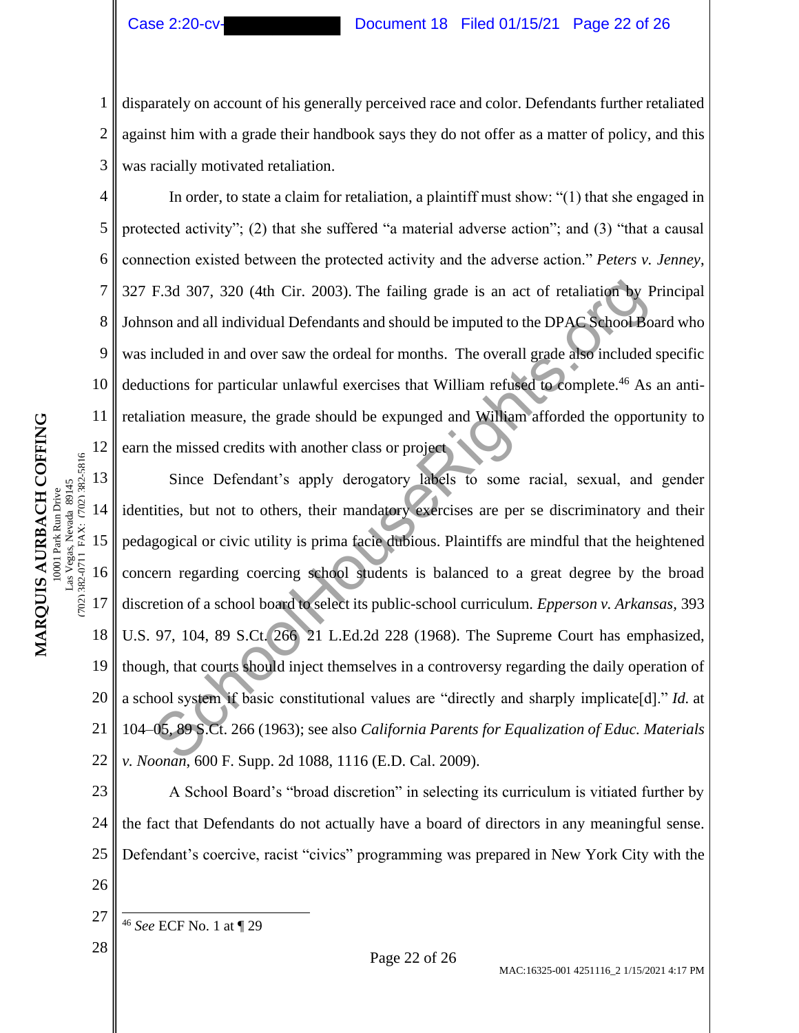disparately on account of his generally perceived race and color. Defendants further retaliated against him with a grade their handbook says they do not offer as a matter of policy, and this was racially motivated retaliation.

In order, to state a claim for retaliation, a plaintiff must show: "(1) that she engaged in protected activity"; (2) that she suffered "a material adverse action"; and (3) "that a causal connection existed between the protected activity and the adverse action." *Peters v. Jenney*, 327 F.3d 307, 320 (4th Cir. 2003). The failing grade is an act of retaliation by Principal Johnson and all individual Defendants and should be imputed to the DPAC School Board who was included in and over saw the ordeal for months. The overall grade also included specific deductions for particular unlawful exercises that William refused to complete.[46] As an anti-retaliation measure, the grade should be expunged and William afforded the opportunity to earn the missed credits with another class or project.

Since Defendant's apply derogatory labels to some racial, sexual, and gender identities, but not to others, their mandatory exercises are per se discriminatory and their pedagogical or civic utility is prima facie dubious. Plaintiffs are mindful that the heightened concern regarding coercing school students is balanced to a great degree by the broad discretion of a school board to select its public-school curriculum. *Epperson v. Arkansas*, 393 U.S. 97, 104, 89 S.Ct. 266 21 L.Ed.2d 228 (1968). The Supreme Court has emphasized, though, that courts should inject themselves in a controversy regarding the daily operation of a school system if basic constitutional values are "directly and sharply implicate[d]." *Id.* at 104–05, 89 S.Ct. 266 (1963); see also *California Parents for Equalization of Educ. Materials v. Noonan*, 600 F. Supp. 2d 1088, 1116 (E.D. Cal. 2009).

A School Board's "broad discretion" in selecting its curriculum is vitiated further by the fact that Defendants do not actually have a board of directors in any meaningful sense. Defendant's coercive, racist "civics" programming was prepared in New York City with the

---

[46] *See* ECF No. 1 at ¶ 29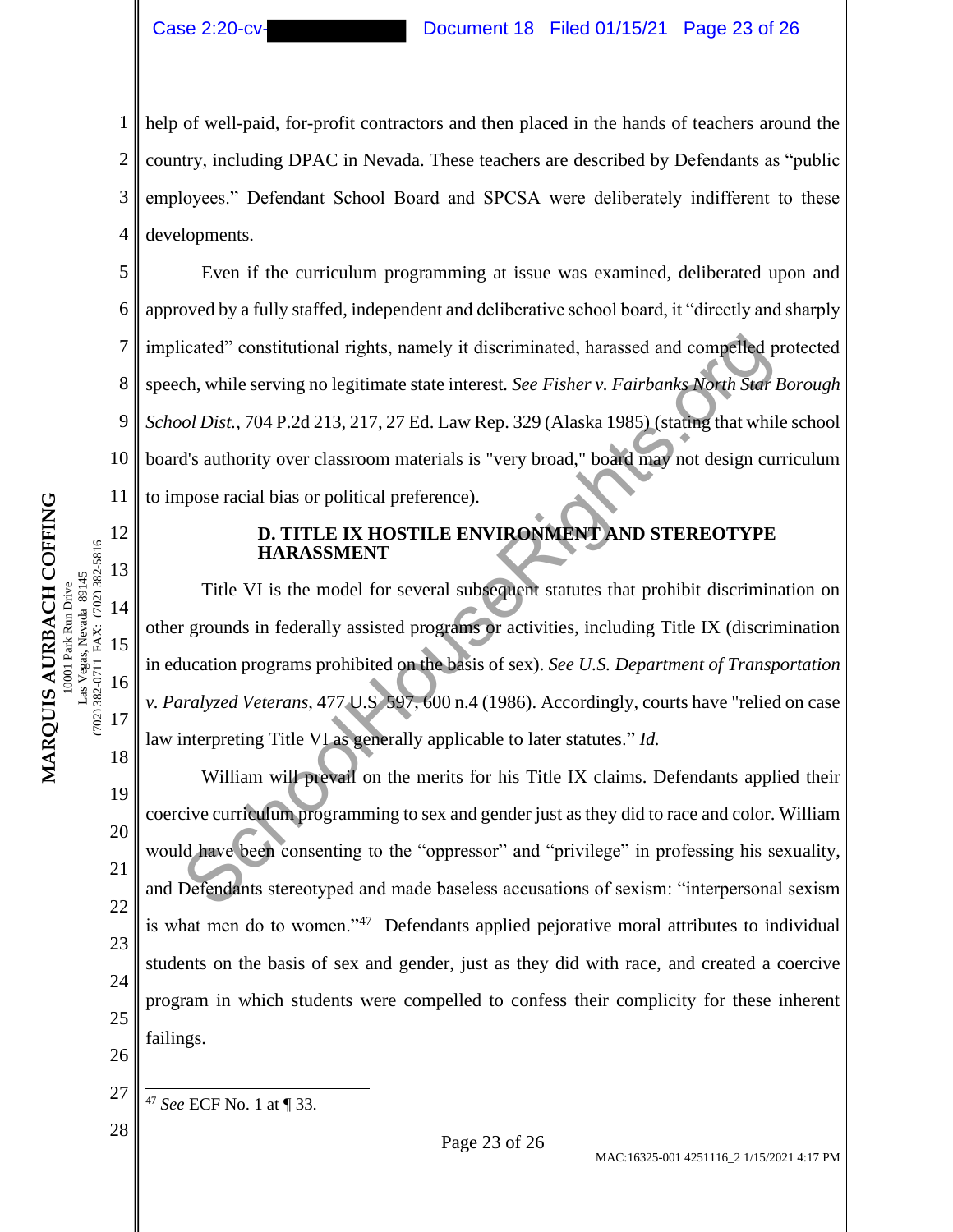help of well-paid, for-profit contractors and then placed in the hands of teachers around the country, including DPAC in Nevada. These teachers are described by Defendants as "public employees." Defendant School Board and SPCSA were deliberately indifferent to these developments.

Even if the curriculum programming at issue was examined, deliberated upon and approved by a fully staffed, independent and deliberative school board, it "directly and sharply implicated" constitutional rights, namely it discriminated, harassed and compelled protected speech, while serving no legitimate state interest. *See Fisher v. Fairbanks North Star Borough School Dist.*, 704 P.2d 213, 217, 27 Ed. Law Rep. 329 (Alaska 1985) (stating that while school board's authority over classroom materials is "very broad," board may not design curriculum to impose racial bias or political preference).

### D. TITLE IX HOSTILE ENVIRONMENT AND STEREOTYPE HARASSMENT

Title VI is the model for several subsequent statutes that prohibit discrimination on other grounds in federally assisted programs or activities, including Title IX (discrimination in education programs prohibited on the basis of sex). *See U.S. Department of Transportation v. Paralyzed Veterans*, 477 U.S. 597, 600 n.4 (1986). Accordingly, courts have "relied on case law interpreting Title VI as generally applicable to later statutes." *Id.*

William will prevail on the merits for his Title IX claims. Defendants applied their coercive curriculum programming to sex and gender just as they did to race and color. William would have been consenting to the "oppressor" and "privilege" in professing his sexuality, and Defendants stereotyped and made baseless accusations of sexism: "interpersonal sexism is what men do to women."[47] Defendants applied pejorative moral attributes to individual students on the basis of sex and gender, just as they did with race, and created a coercive program in which students were compelled to confess their complicity for these inherent failings.

---

[47] *See* ECF No. 1 at ¶ 33.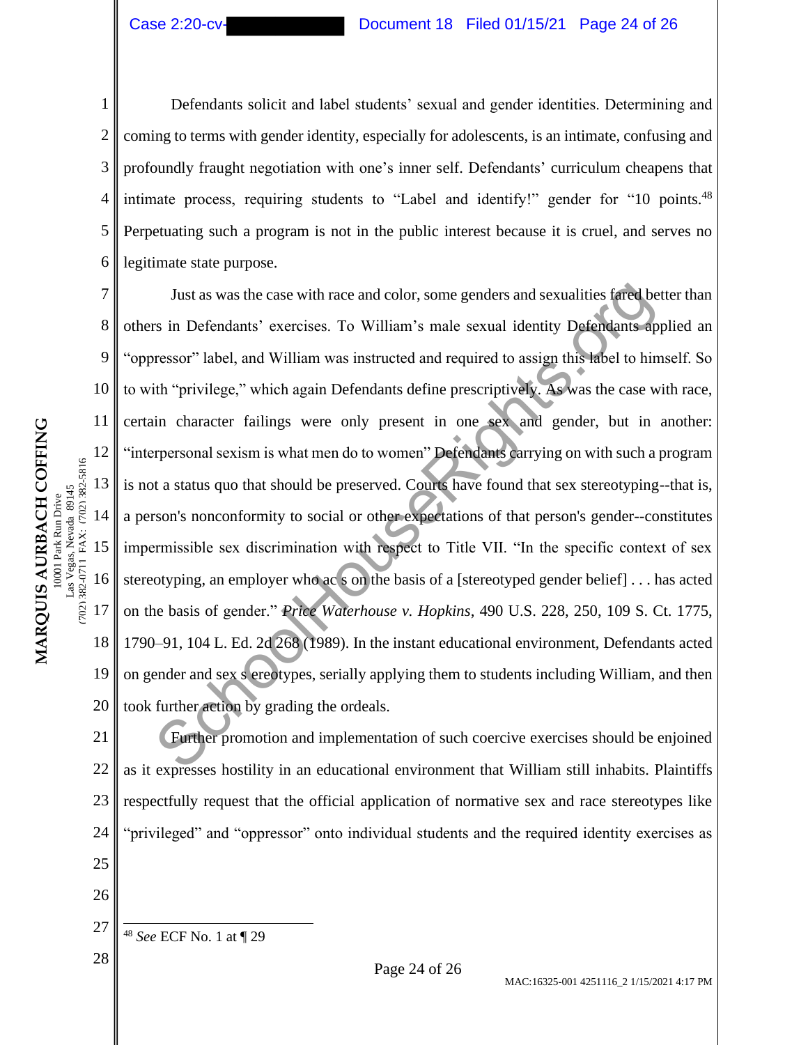Defendants solicit and label students' sexual and gender identities. Determining and coming to terms with gender identity, especially for adolescents, is an intimate, confusing and profoundly fraught negotiation with one's inner self. Defendants' curriculum cheapens that intimate process, requiring students to "Label and identify!" gender for "10 points.[48] Perpetuating such a program is not in the public interest because it is cruel, and serves no legitimate state purpose.

Just as was the case with race and color, some genders and sexualities fared better than others in Defendants' exercises. To William's male sexual identity Defendants applied an "oppressor" label, and William was instructed and required to assign this label to himself. So to with "privilege," which again Defendants define prescriptively. As was the case with race, certain character failings were only present in one sex and gender, but in another: "interpersonal sexism is what men do to women" Defendants carrying on with such a program is not a status quo that should be preserved. Courts have found that sex stereotyping--that is, a person's nonconformity to social or other expectations of that person's gender--constitutes impermissible sex discrimination with respect to Title VII. "In the specific context of sex stereotyping, an employer who acts on the basis of a [stereotyped gender belief] . . . has acted on the basis of gender." *Price Waterhouse v. Hopkins*, 490 U.S. 228, 250, 109 S. Ct. 1775, 1790–91, 104 L. Ed. 2d 268 (1989). In the instant educational environment, Defendants acted on gender and sex stereotypes, serially applying them to students including William, and then took further action by grading the ordeals.

Further promotion and implementation of such coercive exercises should be enjoined as it expresses hostility in an educational environment that William still inhabits. Plaintiffs respectfully request that the official application of normative sex and race stereotypes like "privileged" and "oppressor" onto individual students and the required identity exercises as

---

[48] *See* ECF No. 1 at ¶ 29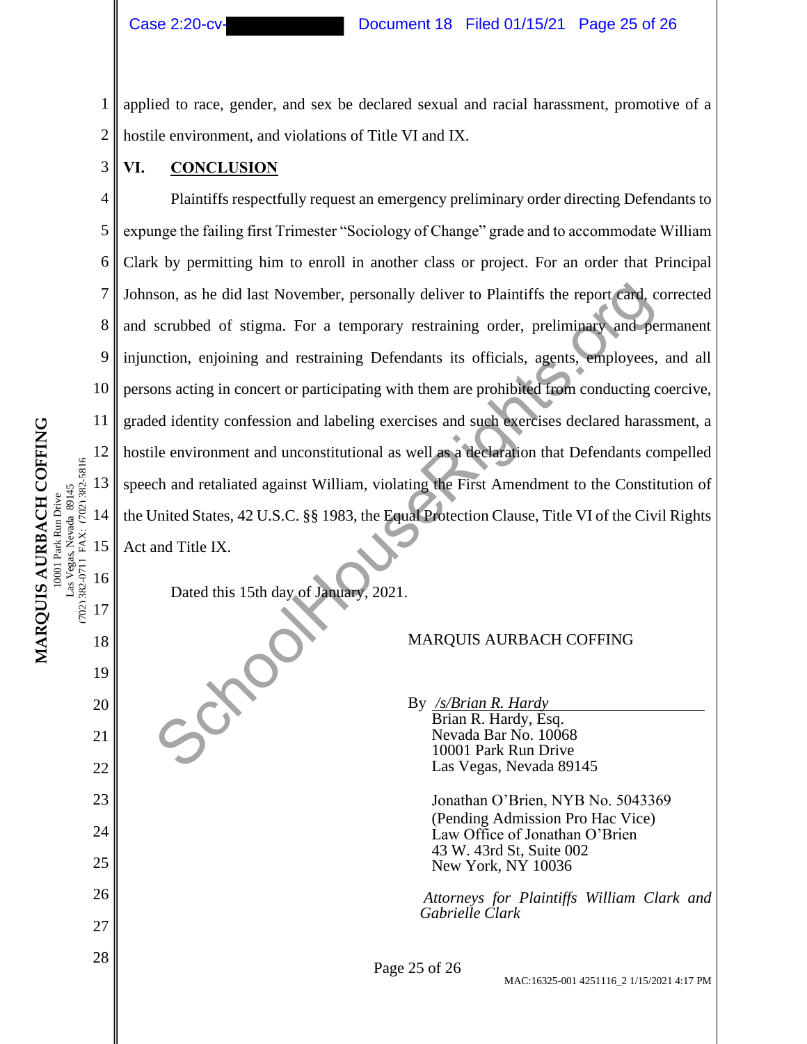applied to race, gender, and sex be declared sexual and racial harassment, promotive of a hostile environment, and violations of Title VI and IX.

## VI. CONCLUSION

Plaintiffs respectfully request an emergency preliminary order directing Defendants to expunge the failing first Trimester "Sociology of Change" grade and to accommodate William Clark by permitting him to enroll in another class or project. For an order that Principal Johnson, as he did last November, personally deliver to Plaintiffs the report card, corrected and scrubbed of stigma. For a temporary restraining order, preliminary and permanent injunction, enjoining and restraining Defendants its officials, agents, employees, and all persons acting in concert or participating with them are prohibited from conducting coercive, graded identity confession and labeling exercises and such exercises declared harassment, a hostile environment and unconstitutional as well as a declaration that Defendants compelled speech and retaliated against William, violating the First Amendment to the Constitution of the United States, 42 U.S.C. §§ 1983, the Equal Protection Clause, Title VI of the Civil Rights Act and Title IX.

Dated this 15th day of January, 2021.

MARQUIS AURBACH COFFING

By /s/Brian R. Hardy
Brian R. Hardy, Esq.
Nevada Bar No. 10068
10001 Park Run Drive
Las Vegas, Nevada 89145

Jonathan O'Brien, NYB No. 5043369
(Pending Admission Pro Hac Vice)
Law Office of Jonathan O'Brien
43 W. 43rd St, Suite 002
New York, NY 10036

*Attorneys for Plaintiffs William Clark and Gabrielle Clark*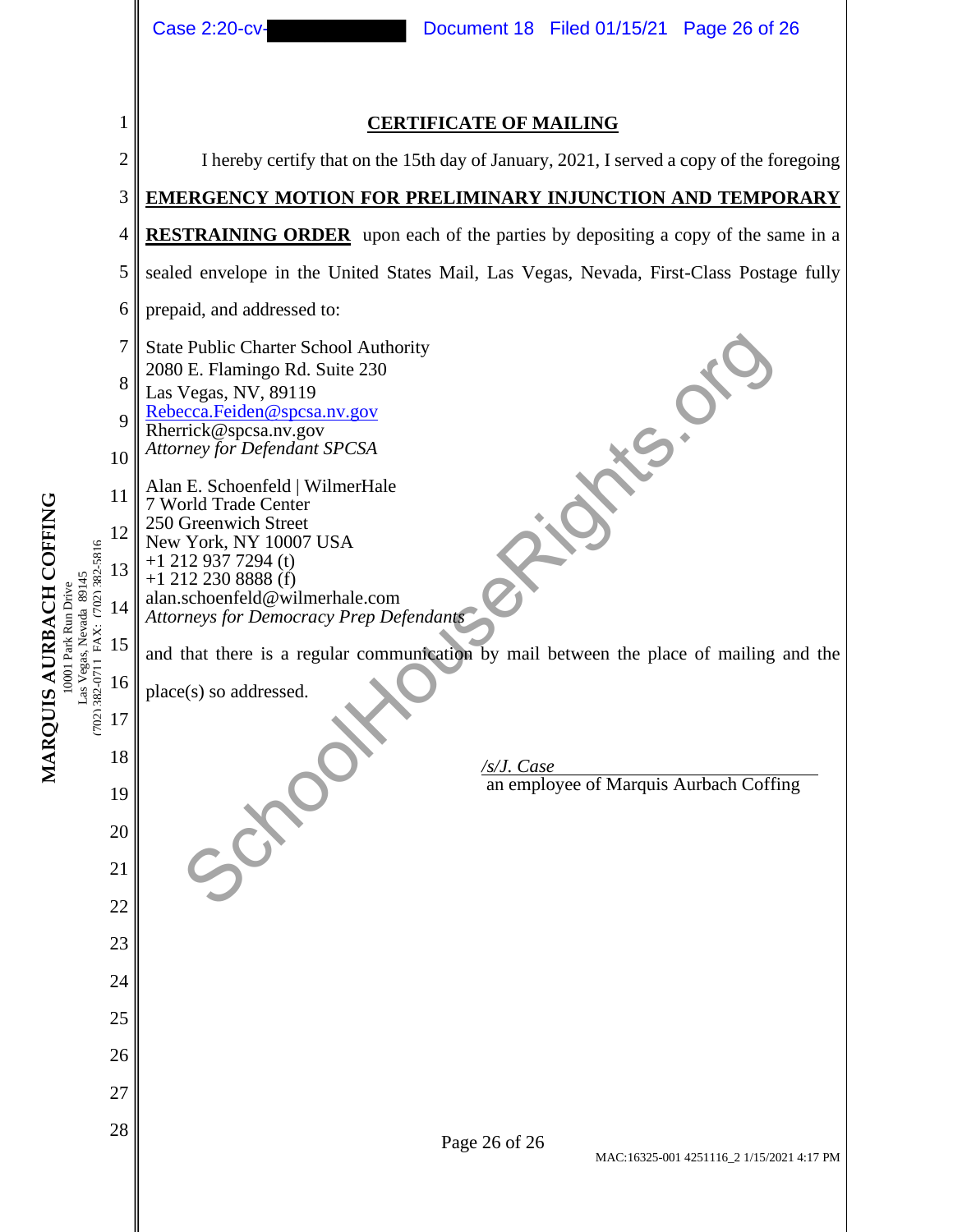**CERTIFICATE OF MAILING**

I hereby certify that on the 15th day of January, 2021, I served a copy of the foregoing **EMERGENCY MOTION FOR PRELIMINARY INJUNCTION AND TEMPORARY RESTRAINING ORDER** upon each of the parties by depositing a copy of the same in a sealed envelope in the United States Mail, Las Vegas, Nevada, First-Class Postage fully prepaid, and addressed to:

State Public Charter School Authority
2080 E. Flamingo Rd. Suite 230
Las Vegas, NV, 89119
Rebecca.Feiden@spcsa.nv.gov
Rherrick@spcsa.nv.gov
*Attorney for Defendant SPCSA*

Alan E. Schoenfeld | WilmerHale
7 World Trade Center
250 Greenwich Street
New York, NY 10007 USA
+1 212 937 7294 (t)
+1 212 230 8888 (f)
alan.schoenfeld@wilmerhale.com
*Attorneys for Democracy Prep Defendants*

and that there is a regular communication by mail between the place of mailing and the place(s) so addressed.

*/s/J. Case*
an employee of Marquis Aurbach Coffing

MAC:16325-001 4251116_2 1/15/2021 4:17 PM